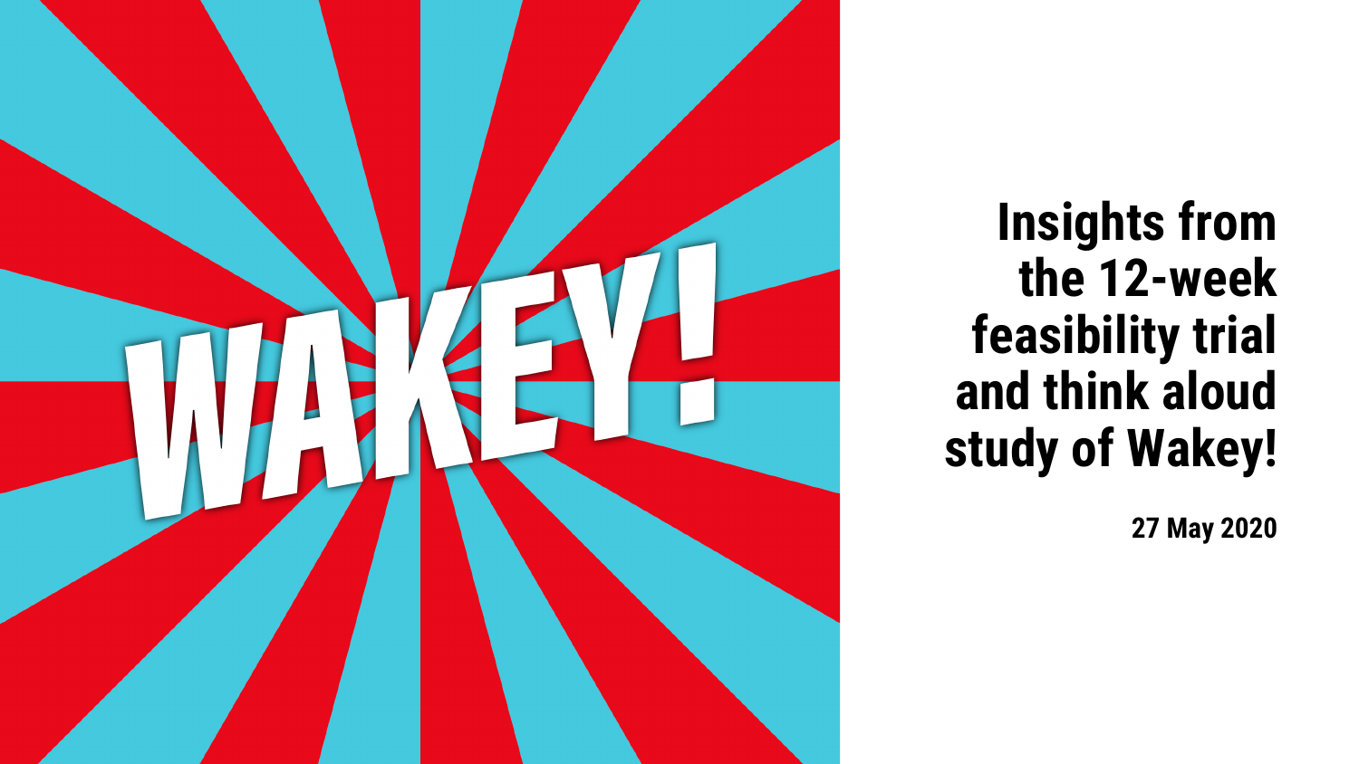WAKEY!

# Insights from the 12-week feasibility trial and think aloud study of Wakey!

**27 May 2020**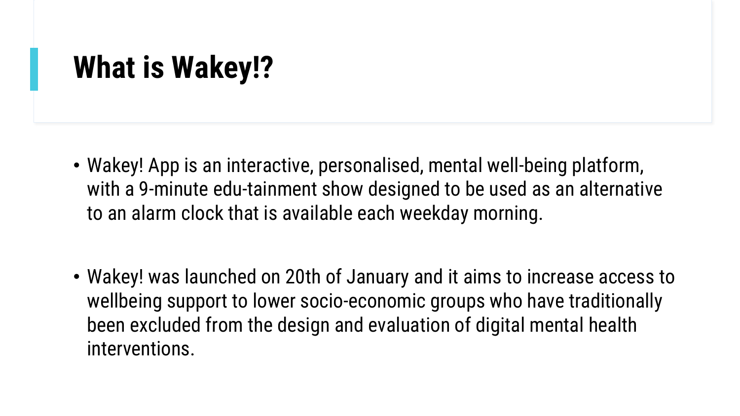# What is Wakey!?

- Wakey! App is an interactive, personalised, mental well-being platform, with a 9-minute edu-tainment show designed to be used as an alternative to an alarm clock that is available each weekday morning.

- Wakey! was launched on 20th of January and it aims to increase access to wellbeing support to lower socio-economic groups who have traditionally been excluded from the design and evaluation of digital mental health interventions.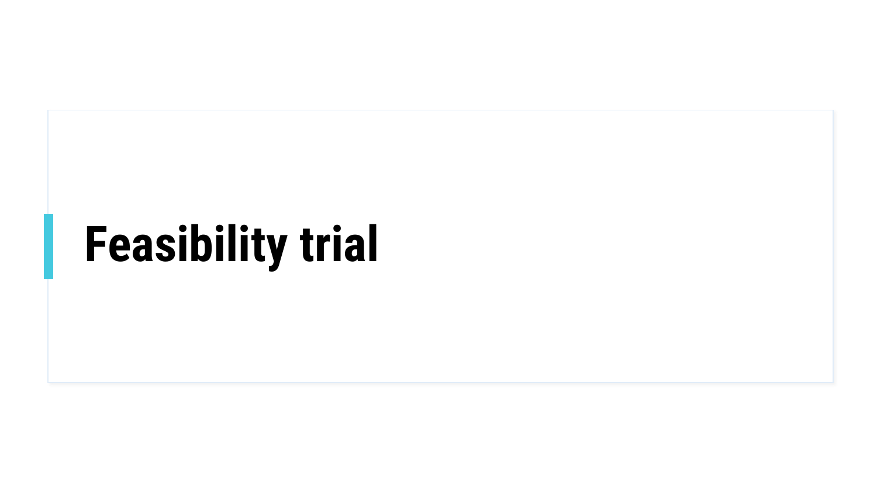# Feasibility trial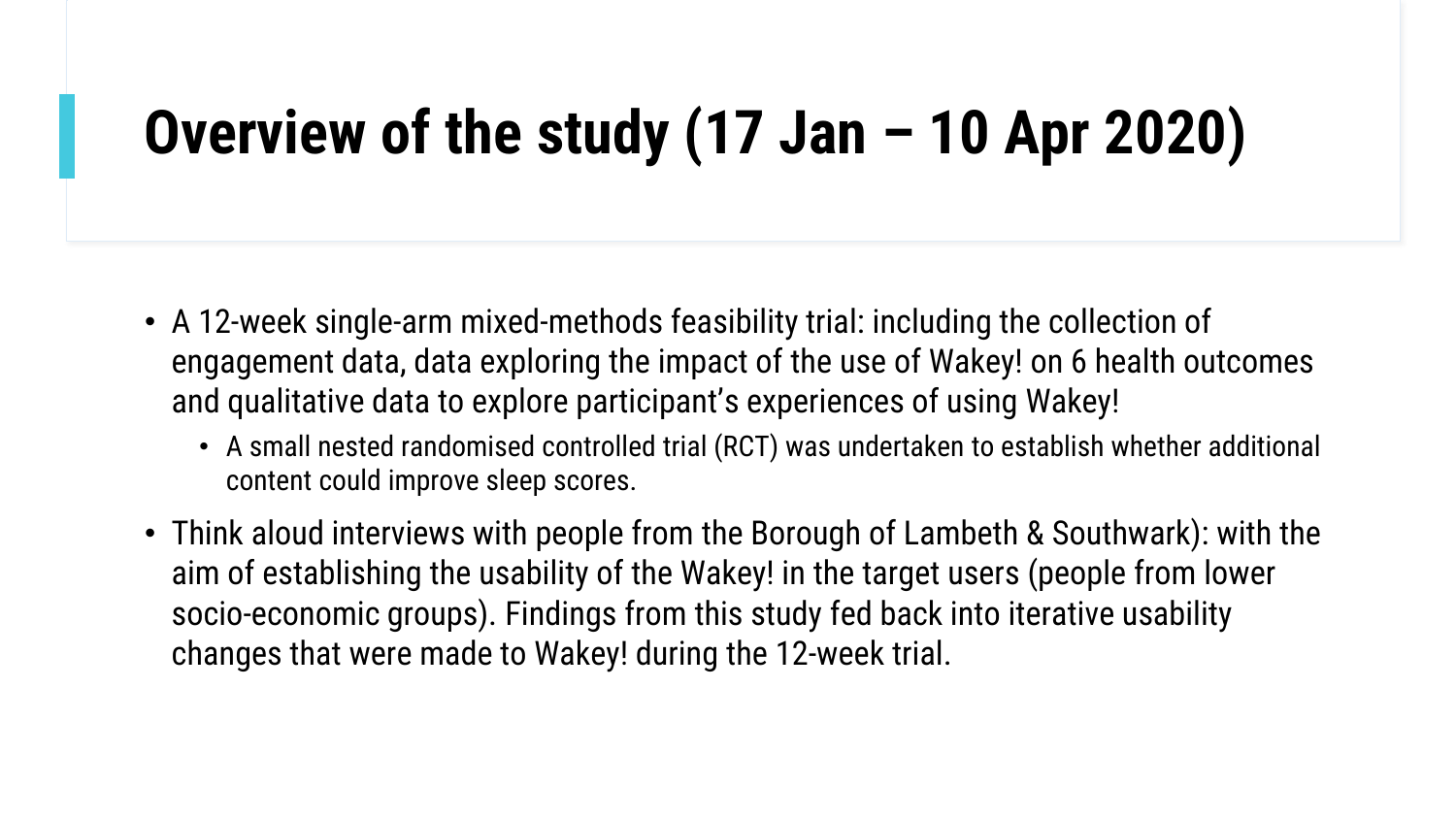# Overview of the study (17 Jan – 10 Apr 2020)

- A 12-week single-arm mixed-methods feasibility trial: including the collection of engagement data, data exploring the impact of the use of Wakey! on 6 health outcomes and qualitative data to explore participant's experiences of using Wakey!
  - A small nested randomised controlled trial (RCT) was undertaken to establish whether additional content could improve sleep scores.
- Think aloud interviews with people from the Borough of Lambeth & Southwark): with the aim of establishing the usability of the Wakey! in the target users (people from lower socio-economic groups). Findings from this study fed back into iterative usability changes that were made to Wakey! during the 12-week trial.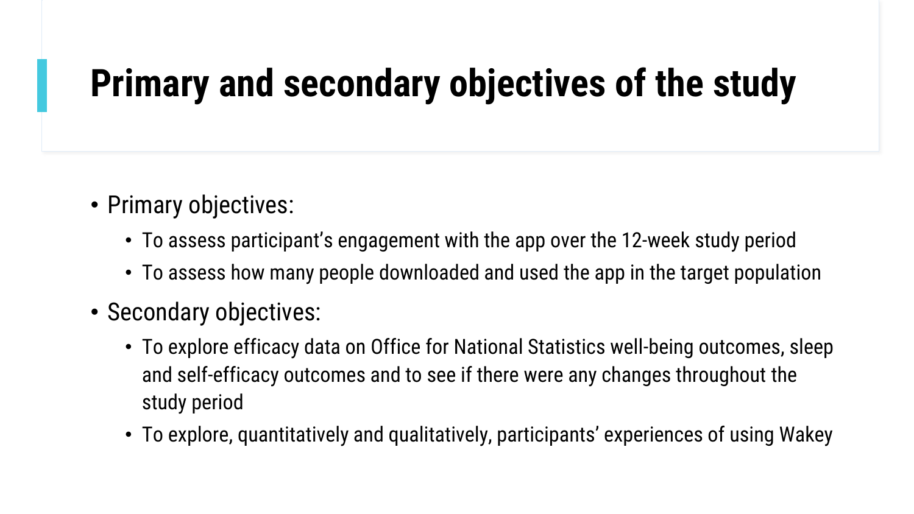# Primary and secondary objectives of the study

- Primary objectives:
  - To assess participant's engagement with the app over the 12-week study period
  - To assess how many people downloaded and used the app in the target population
- Secondary objectives:
  - To explore efficacy data on Office for National Statistics well-being outcomes, sleep and self-efficacy outcomes and to see if there were any changes throughout the study period
  - To explore, quantitatively and qualitatively, participants' experiences of using Wakey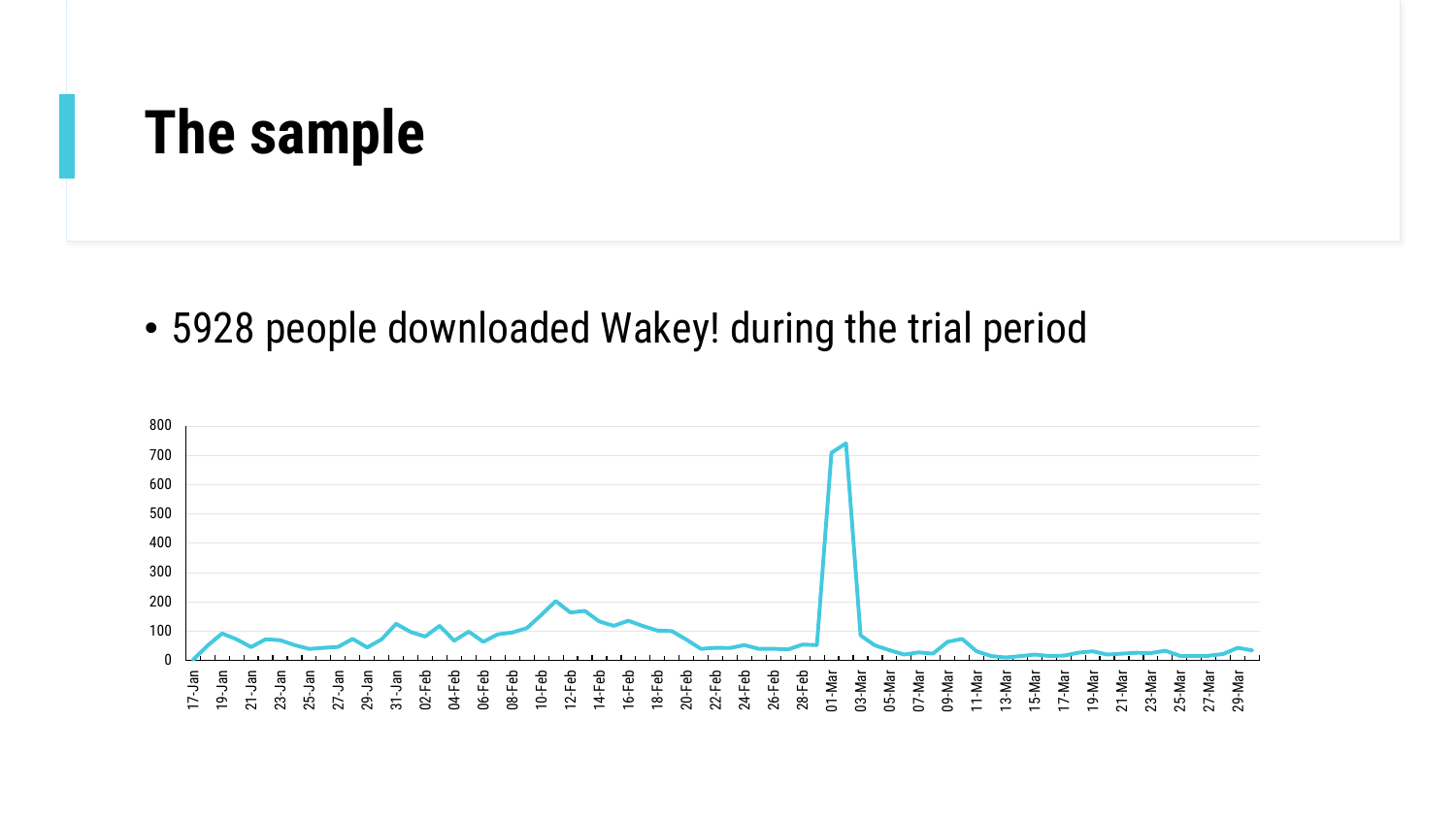# The sample

- 5928 people downloaded Wakey! during the trial period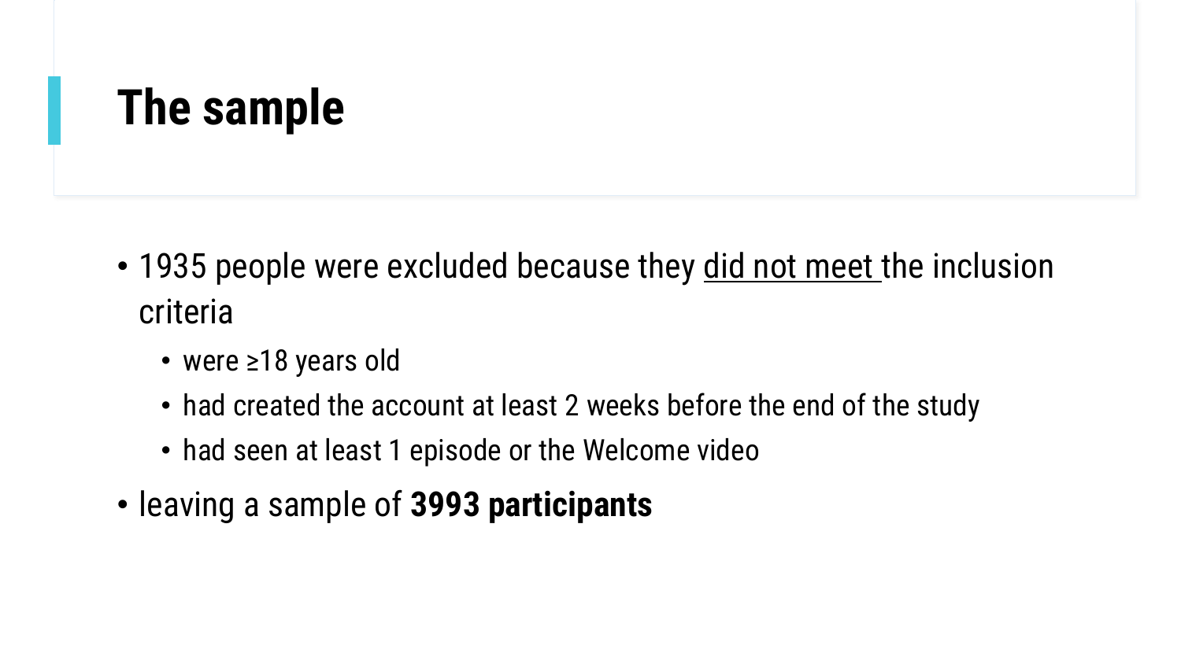# The sample

- 1935 people were excluded because they did not meet the inclusion criteria
  - were ≥18 years old
  - had created the account at least 2 weeks before the end of the study
  - had seen at least 1 episode or the Welcome video
- leaving a sample of **3993 participants**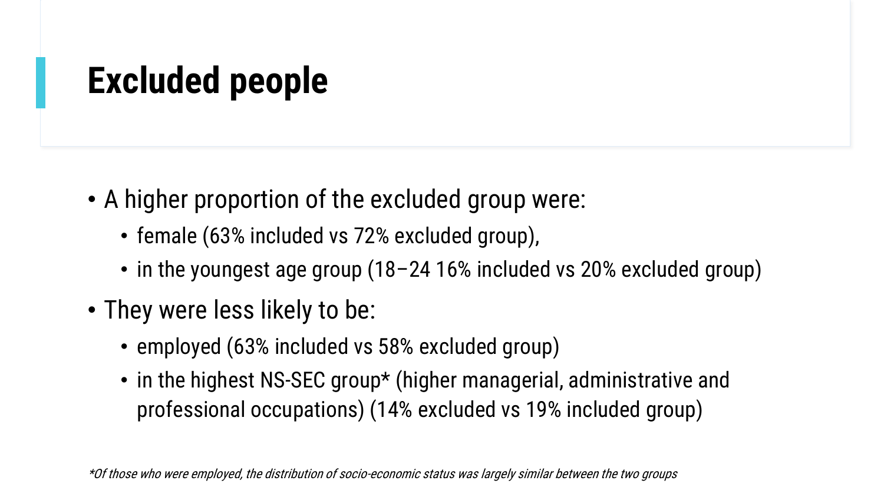# Excluded people

- A higher proportion of the excluded group were:
  - female (63% included vs 72% excluded group),
  - in the youngest age group (18–24 16% included vs 20% excluded group)
- They were less likely to be:
  - employed (63% included vs 58% excluded group)
  - in the highest NS-SEC group* (higher managerial, administrative and professional occupations) (14% excluded vs 19% included group)

*\*Of those who were employed, the distribution of socio-economic status was largely similar between the two groups*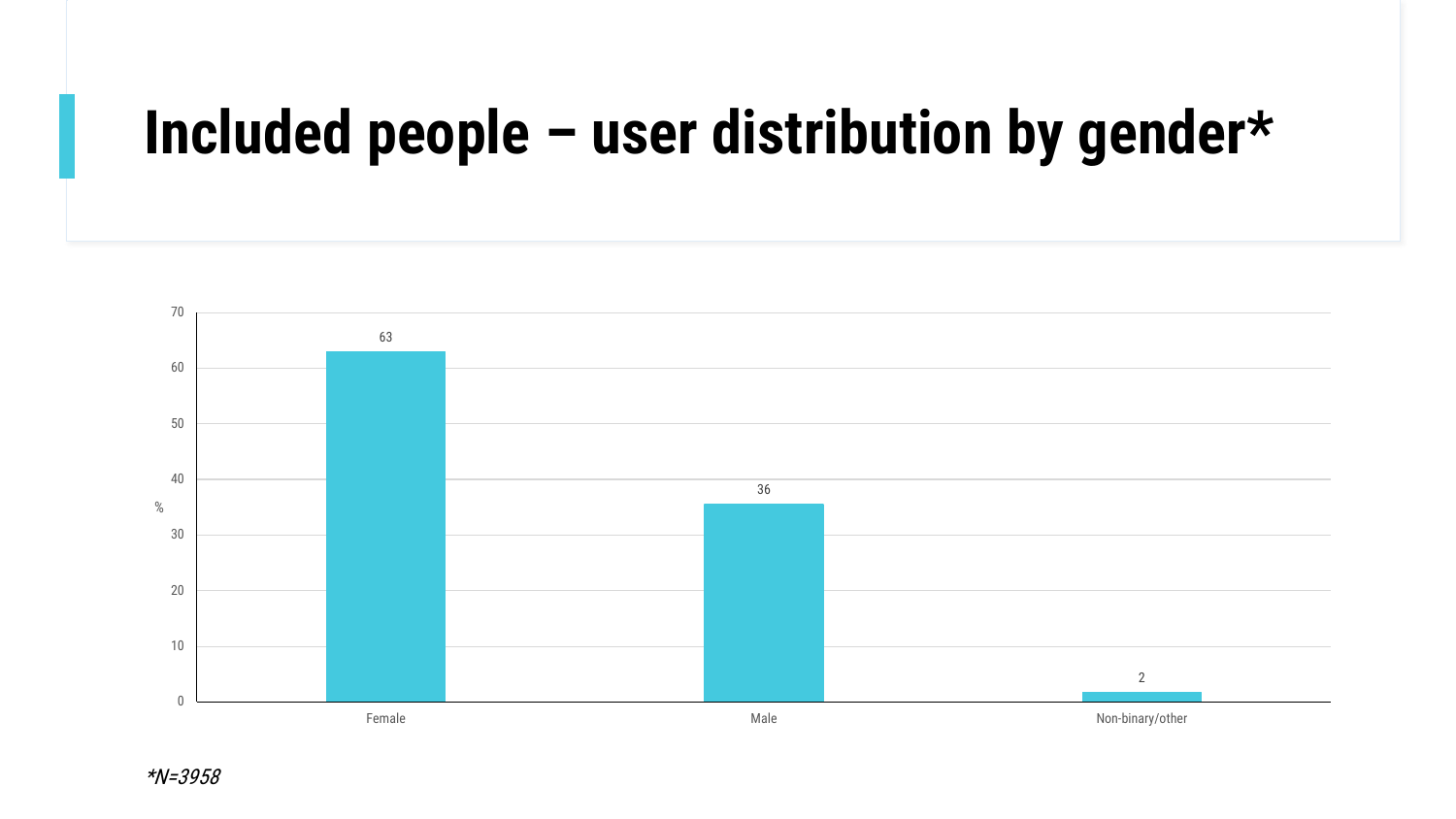# Included people – user distribution by gender*

| Gender | % |
|---|---|
| Female | 63 |
| Male | 36 |
| Non-binary/other | 2 |

*\*N=3958*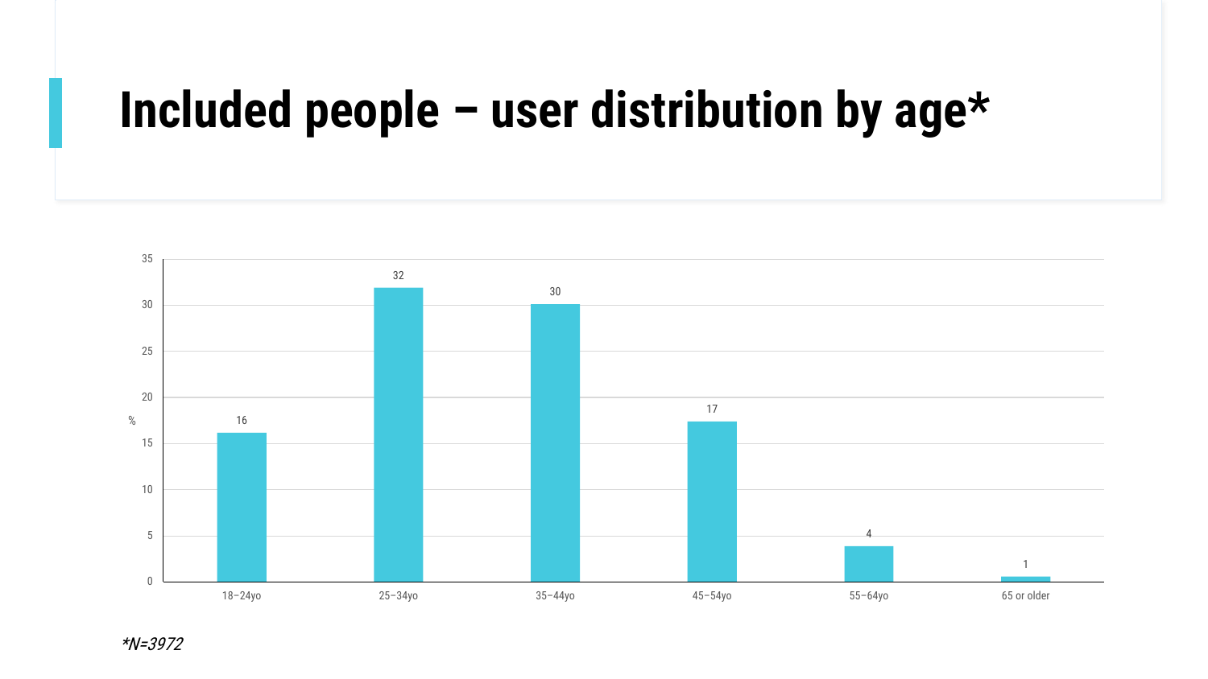# Included people – user distribution by age*

| Age | % |
|---|---|
| 18–24yo | 16 |
| 25–34yo | 32 |
| 35–44yo | 30 |
| 45–54yo | 17 |
| 55–64yo | 4 |
| 65 or older | 1 |

*\*N=3972*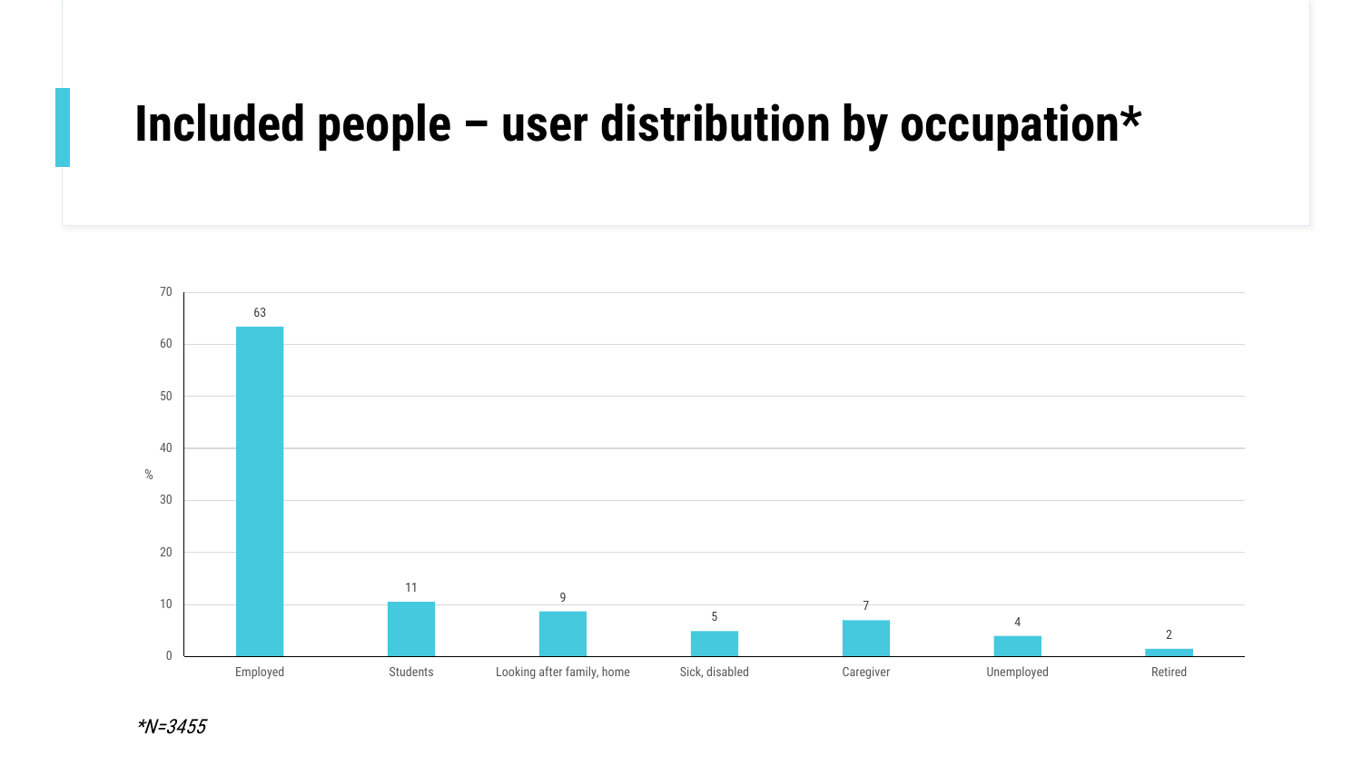# Included people – user distribution by occupation*

| Occupation | % |
|---|---|
| Employed | 63 |
| Students | 11 |
| Looking after family, home | 9 |
| Sick, disabled | 5 |
| Caregiver | 7 |
| Unemployed | 4 |
| Retired | 2 |

**N=3455*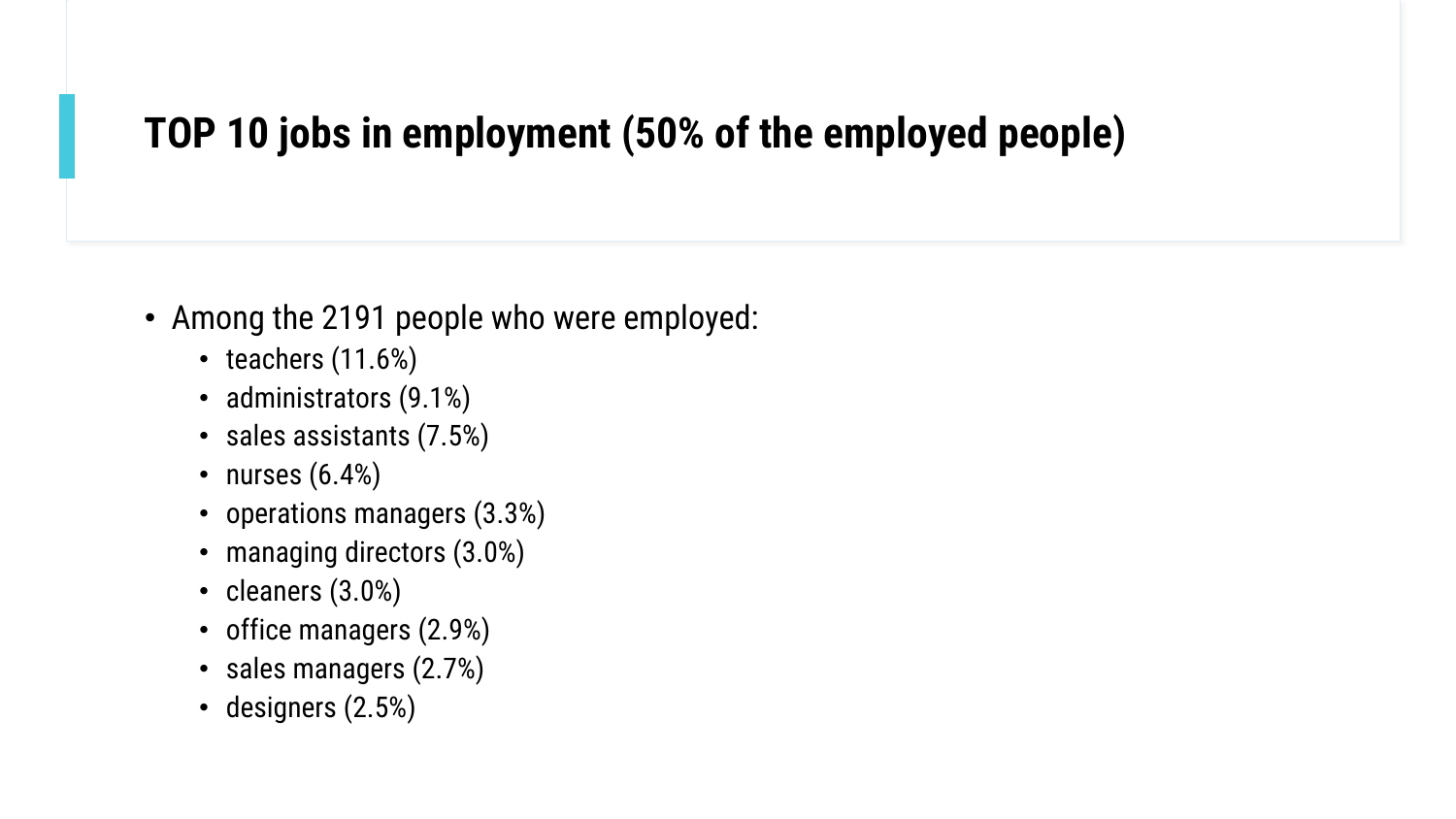# TOP 10 jobs in employment (50% of the employed people)

- Among the 2191 people who were employed:
  - teachers (11.6%)
  - administrators (9.1%)
  - sales assistants (7.5%)
  - nurses (6.4%)
  - operations managers (3.3%)
  - managing directors (3.0%)
  - cleaners (3.0%)
  - office managers (2.9%)
  - sales managers (2.7%)
  - designers (2.5%)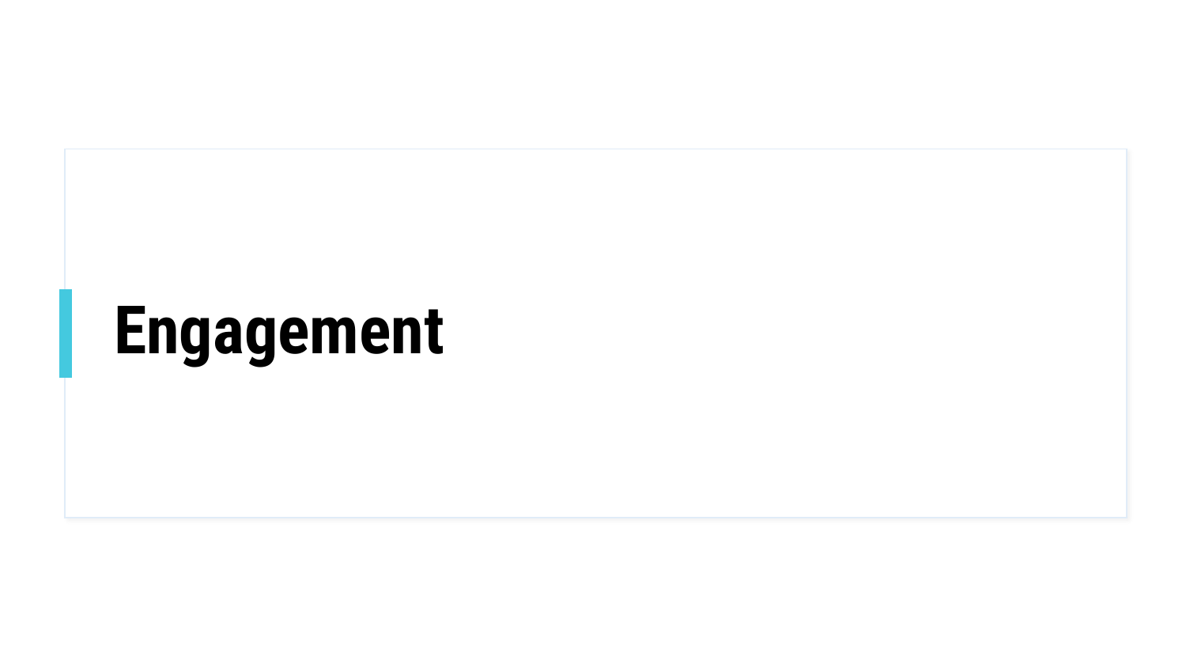# Engagement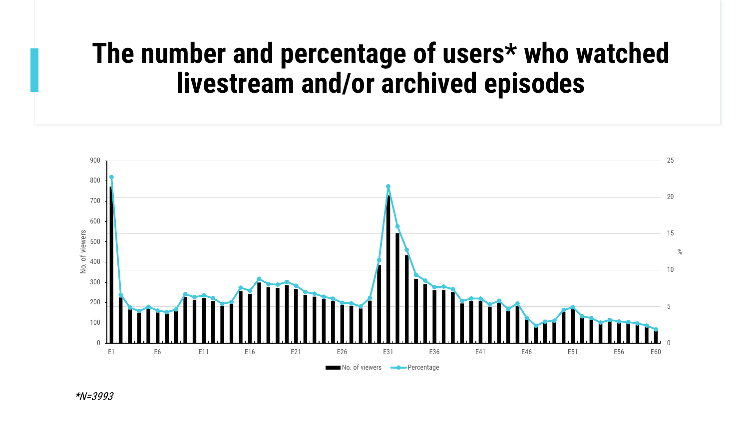# The number and percentage of users* who watched livestream and/or archived episodes

*N=3993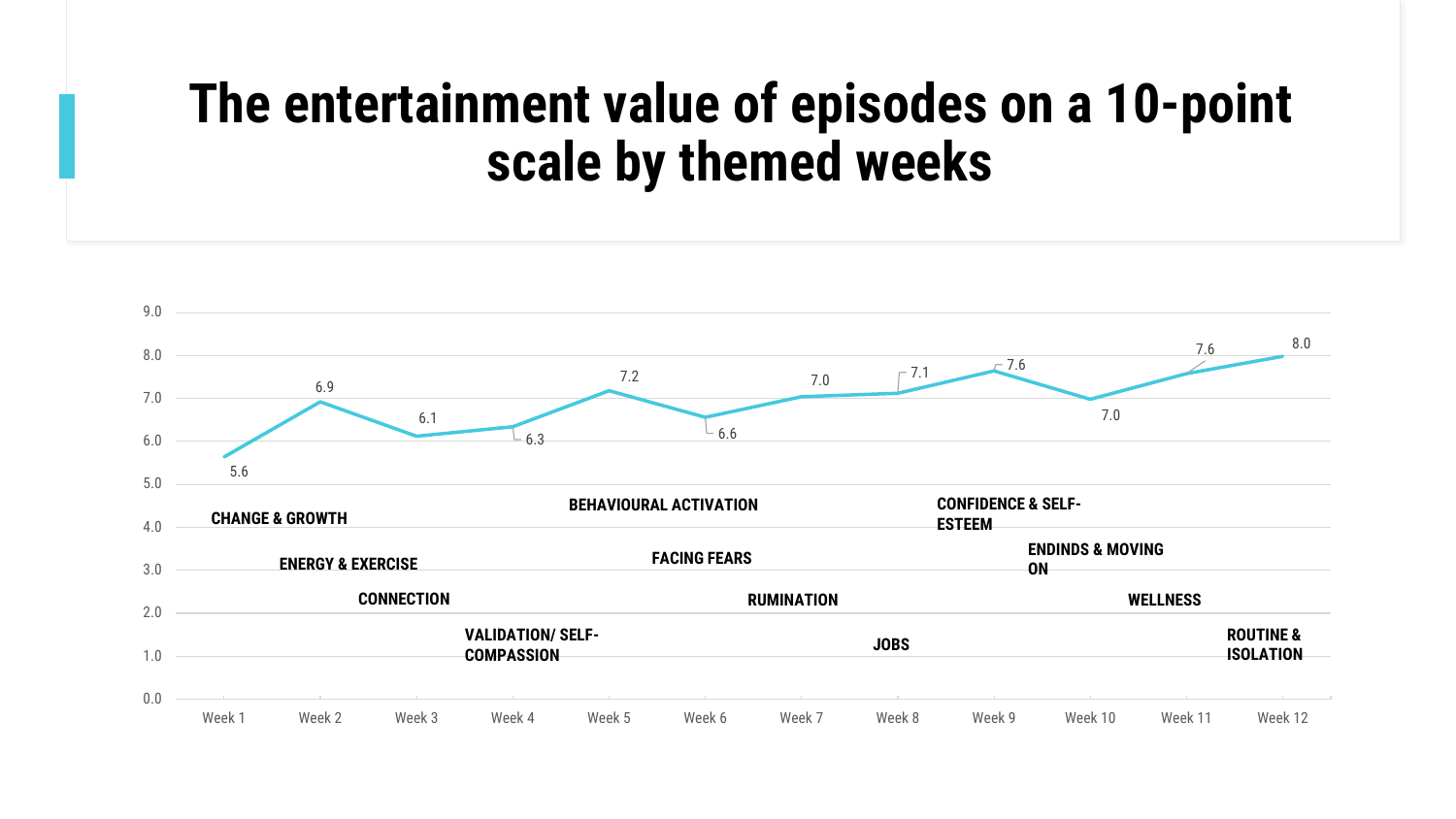# The entertainment value of episodes on a 10-point scale by themed weeks

| Week | Theme | Entertainment value |
| --- | --- | --- |
| Week 1 | CHANGE & GROWTH | 5.6 |
| Week 2 | ENERGY & EXERCISE | 6.9 |
| Week 3 | CONNECTION | 6.1 |
| Week 4 | VALIDATION/ SELF-COMPASSION | 6.3 |
| Week 5 | BEHAVIOURAL ACTIVATION | 7.2 |
| Week 6 | FACING FEARS | 6.6 |
| Week 7 | RUMINATION | 7.0 |
| Week 8 | JOBS | 7.1 |
| Week 9 | CONFIDENCE & SELF-ESTEEM | 7.6 |
| Week 10 | ENDINDS & MOVING ON | 7.0 |
| Week 11 | WELLNESS | 7.6 |
| Week 12 | ROUTINE & ISOLATION | 8.0 |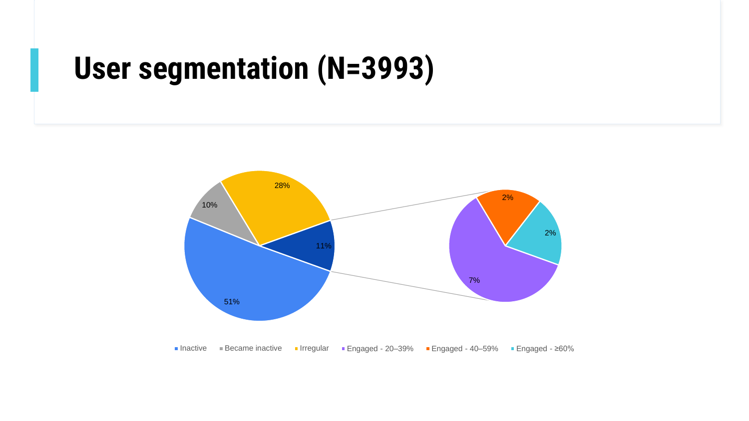# User segmentation (N=3993)

| Segment | Share |
|---|---|
| Inactive | 51% |
| Became inactive | 10% |
| Irregular | 28% |
| Engaged | 11% |
| Engaged - 20–39% | 7% |
| Engaged - 40–59% | 2% |
| Engaged - ≥60% | 2% |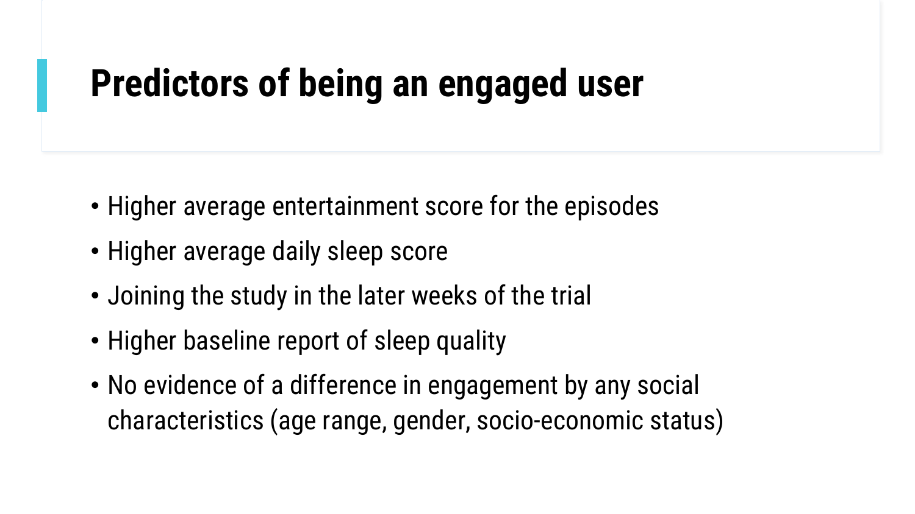# Predictors of being an engaged user

- Higher average entertainment score for the episodes
- Higher average daily sleep score
- Joining the study in the later weeks of the trial
- Higher baseline report of sleep quality
- No evidence of a difference in engagement by any social characteristics (age range, gender, socio-economic status)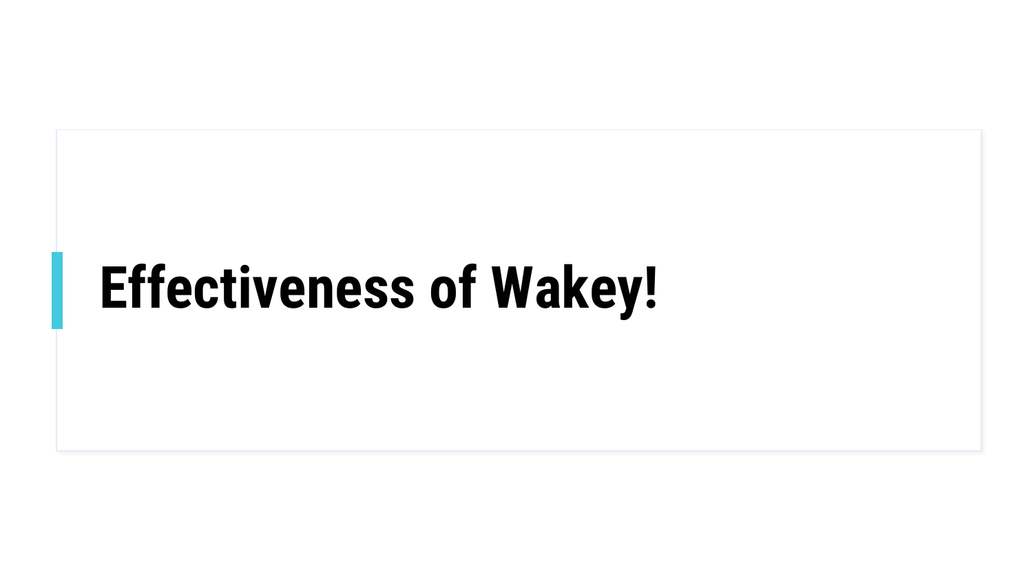# Effectiveness of Wakey!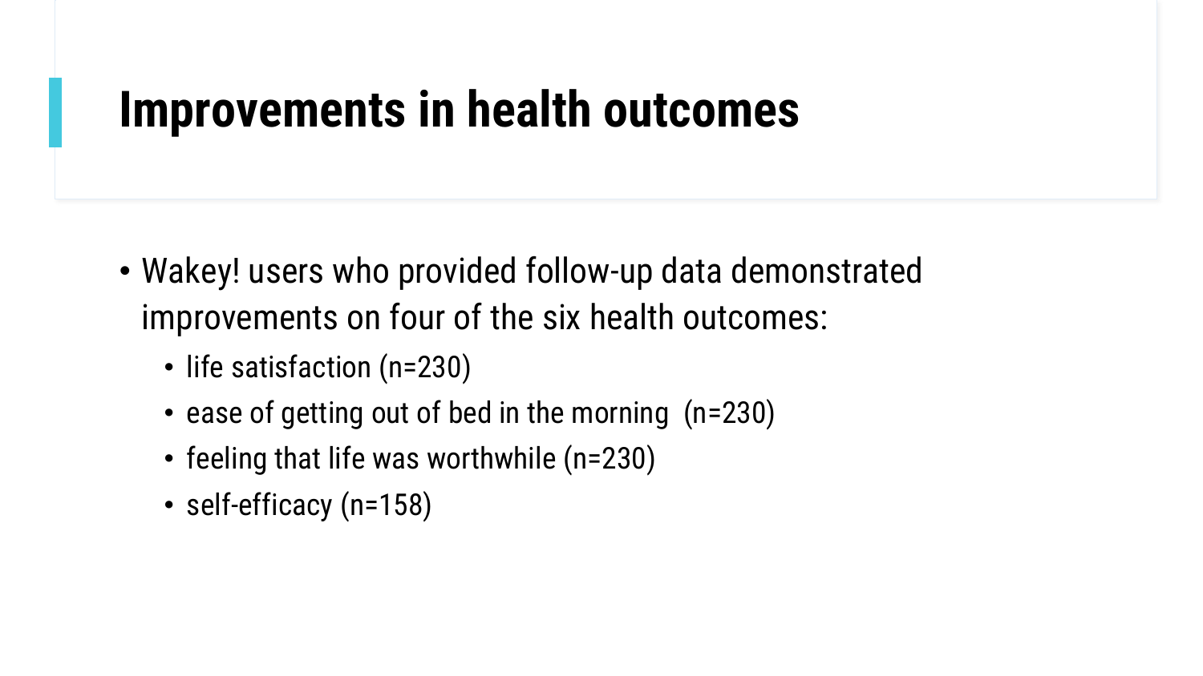# Improvements in health outcomes

- Wakey! users who provided follow-up data demonstrated improvements on four of the six health outcomes:
  - life satisfaction (n=230)
  - ease of getting out of bed in the morning (n=230)
  - feeling that life was worthwhile (n=230)
  - self-efficacy (n=158)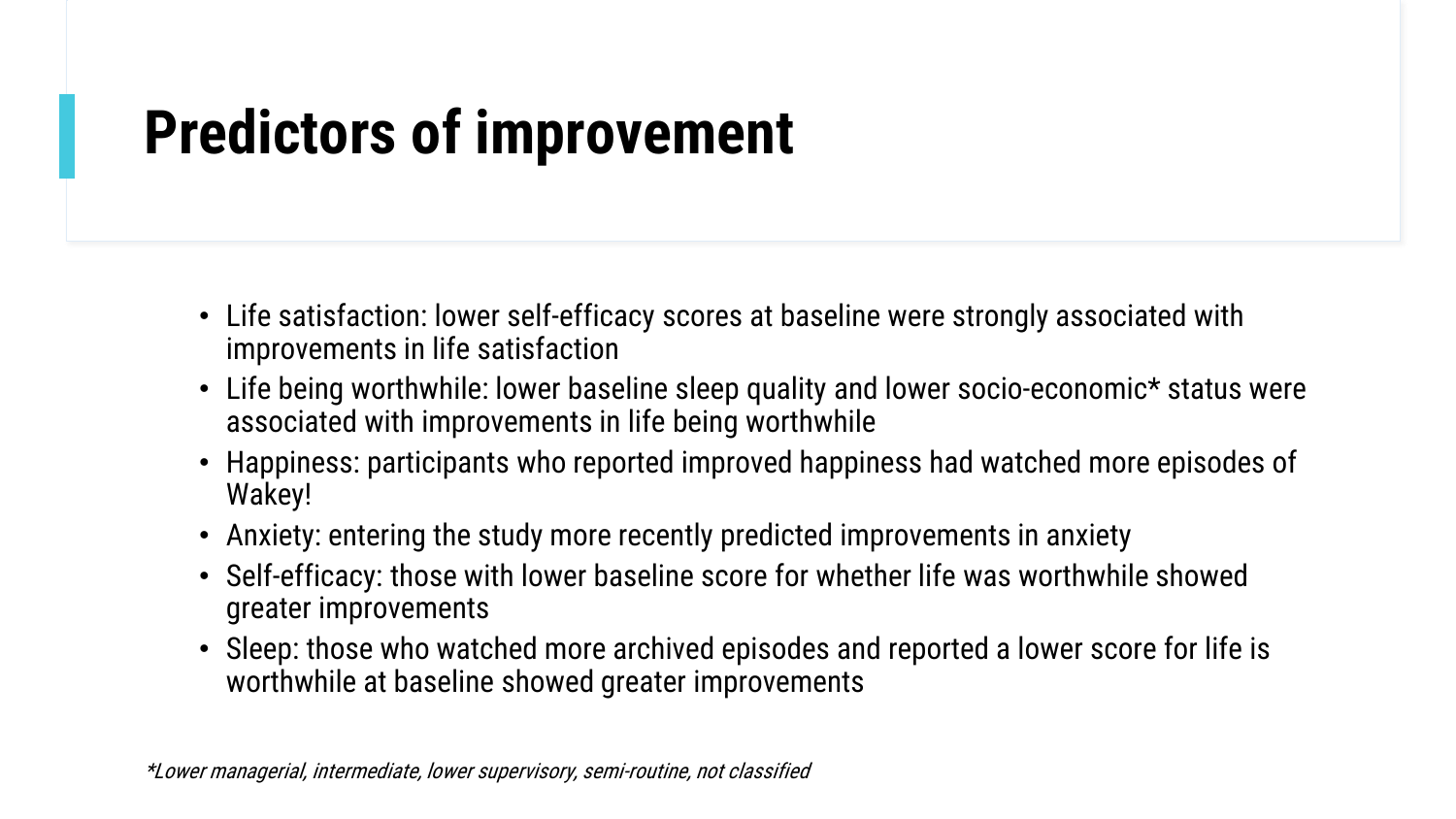# Predictors of improvement

- Life satisfaction: lower self-efficacy scores at baseline were strongly associated with improvements in life satisfaction
- Life being worthwhile: lower baseline sleep quality and lower socio-economic* status were associated with improvements in life being worthwhile
- Happiness: participants who reported improved happiness had watched more episodes of Wakey!
- Anxiety: entering the study more recently predicted improvements in anxiety
- Self-efficacy: those with lower baseline score for whether life was worthwhile showed greater improvements
- Sleep: those who watched more archived episodes and reported a lower score for life is worthwhile at baseline showed greater improvements

*Lower managerial, intermediate, lower supervisory, semi-routine, not classified*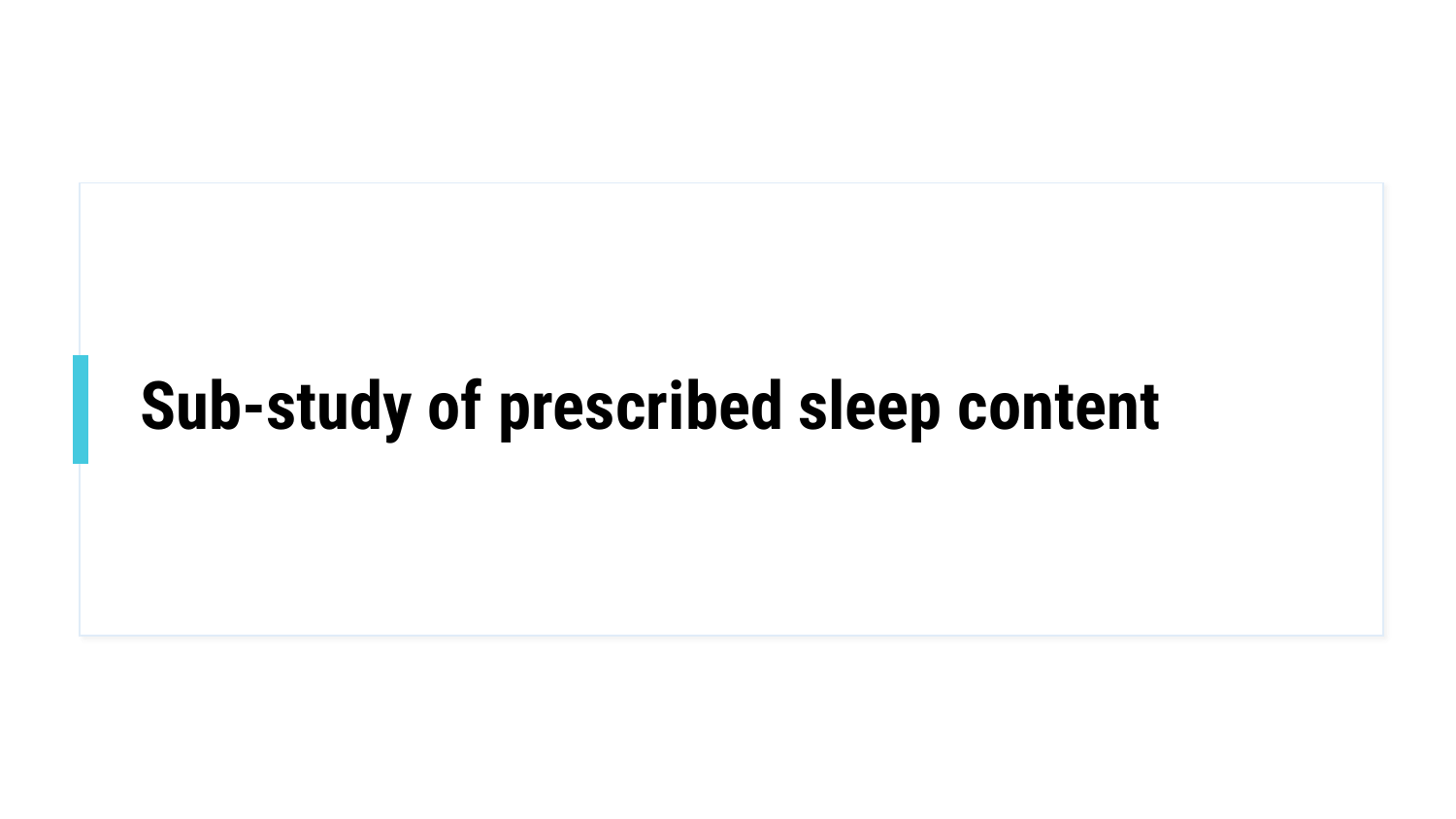# Sub-study of prescribed sleep content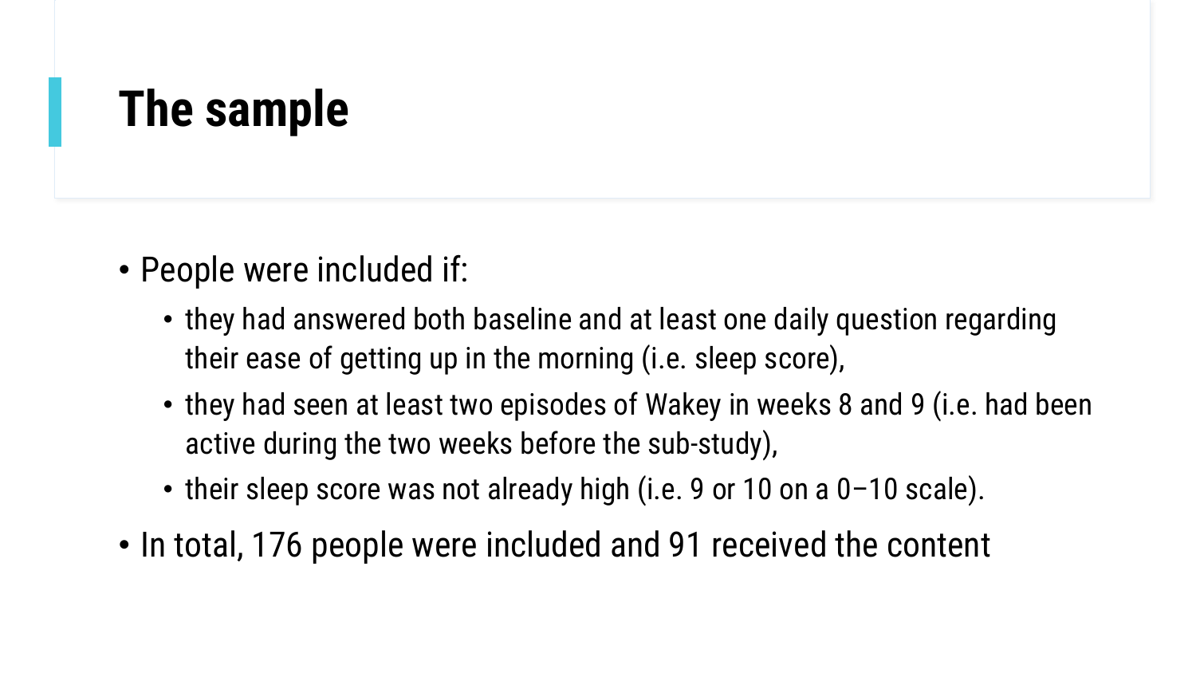# The sample

- People were included if:
  - they had answered both baseline and at least one daily question regarding their ease of getting up in the morning (i.e. sleep score),
  - they had seen at least two episodes of Wakey in weeks 8 and 9 (i.e. had been active during the two weeks before the sub-study),
  - their sleep score was not already high (i.e. 9 or 10 on a 0–10 scale).
- In total, 176 people were included and 91 received the content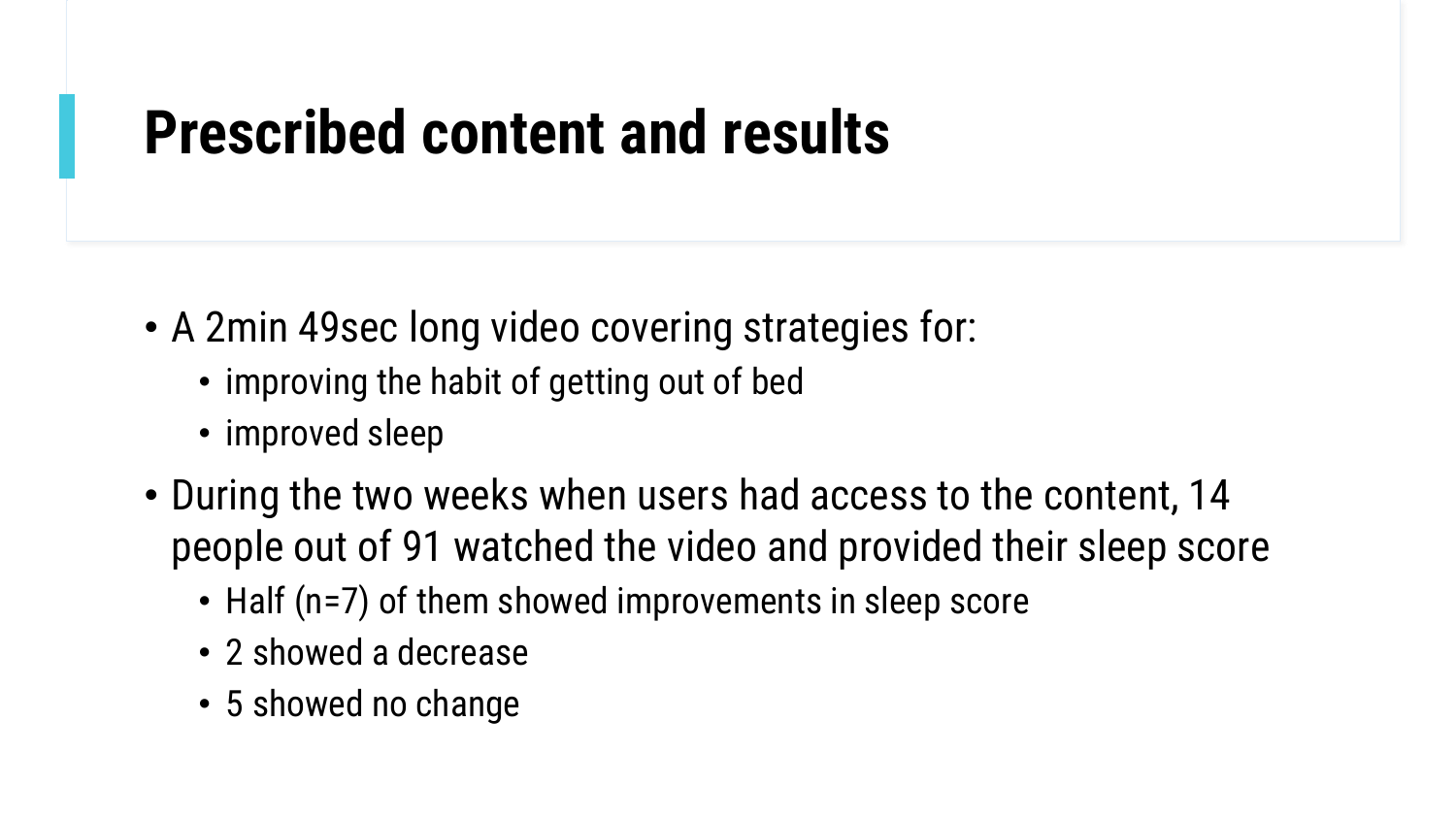# Prescribed content and results

- A 2min 49sec long video covering strategies for:
  - improving the habit of getting out of bed
  - improved sleep
- During the two weeks when users had access to the content, 14 people out of 91 watched the video and provided their sleep score
  - Half (n=7) of them showed improvements in sleep score
  - 2 showed a decrease
  - 5 showed no change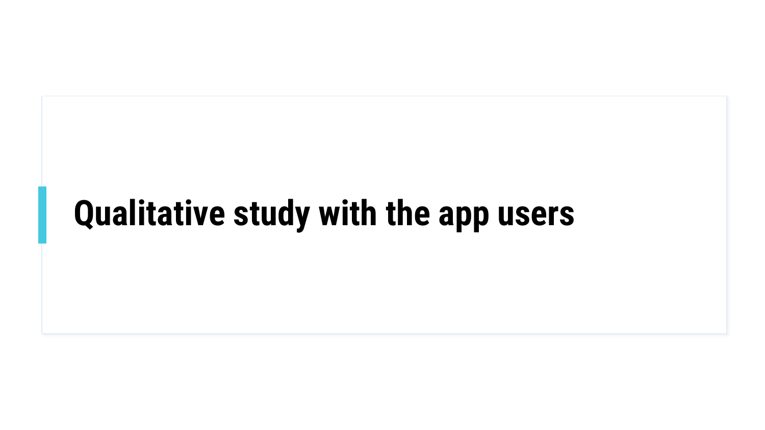# Qualitative study with the app users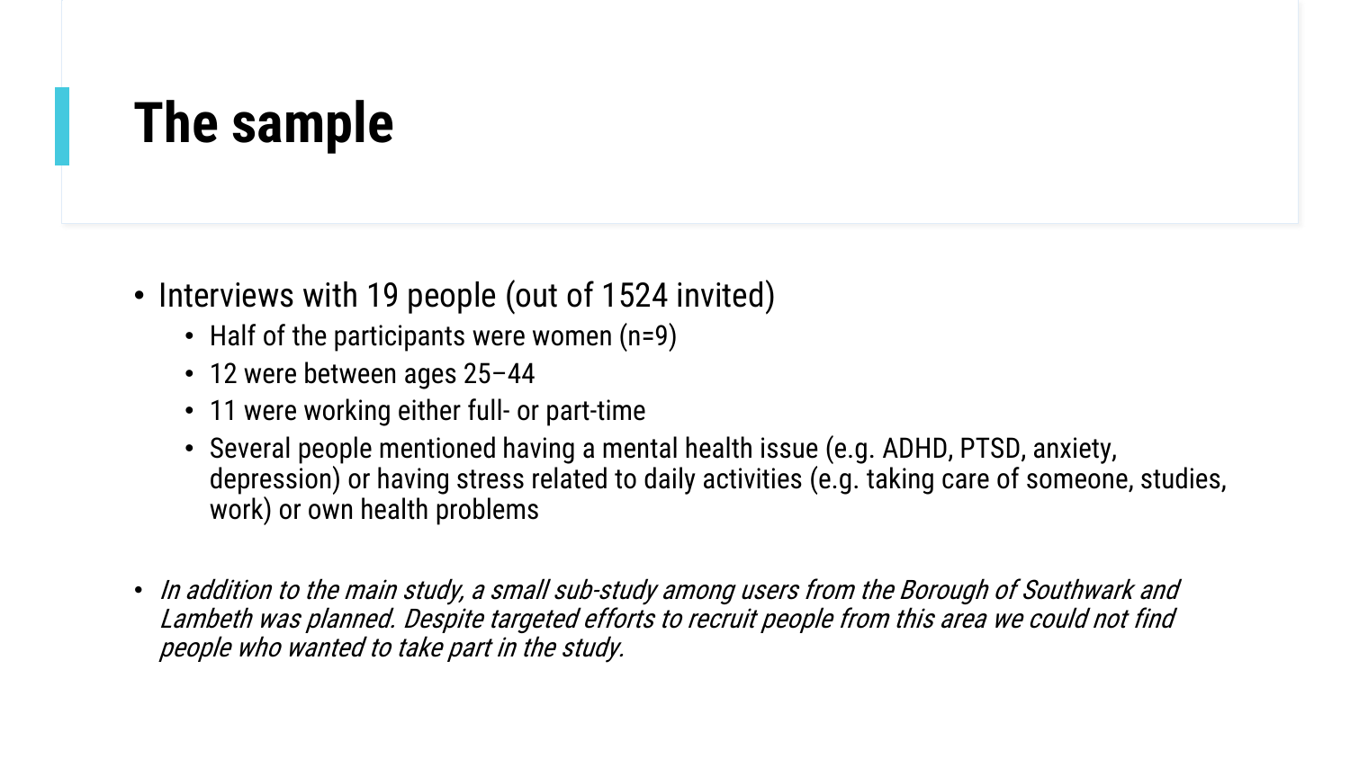# The sample

- Interviews with 19 people (out of 1524 invited)
  - Half of the participants were women (n=9)
  - 12 were between ages 25–44
  - 11 were working either full- or part-time
  - Several people mentioned having a mental health issue (e.g. ADHD, PTSD, anxiety, depression) or having stress related to daily activities (e.g. taking care of someone, studies, work) or own health problems

- *In addition to the main study, a small sub-study among users from the Borough of Southwark and Lambeth was planned. Despite targeted efforts to recruit people from this area we could not find people who wanted to take part in the study.*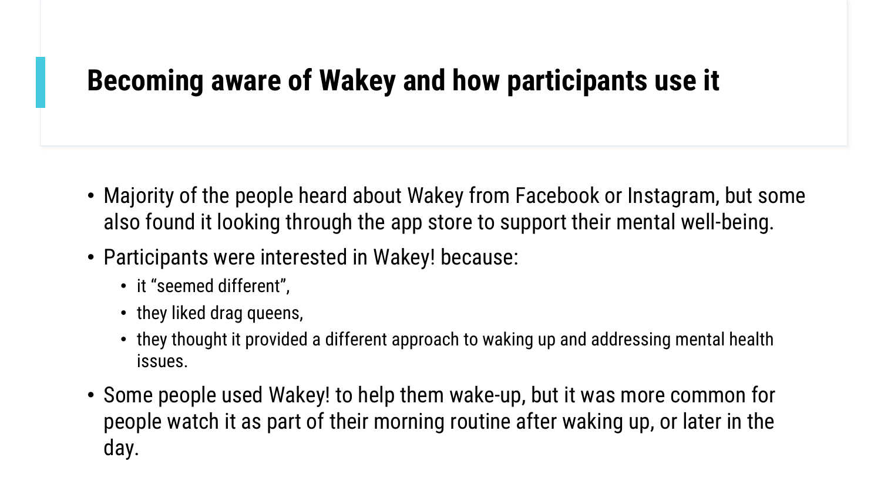# Becoming aware of Wakey and how participants use it

- Majority of the people heard about Wakey from Facebook or Instagram, but some also found it looking through the app store to support their mental well-being.
- Participants were interested in Wakey! because:
  - it "seemed different",
  - they liked drag queens,
  - they thought it provided a different approach to waking up and addressing mental health issues.
- Some people used Wakey! to help them wake-up, but it was more common for people watch it as part of their morning routine after waking up, or later in the day.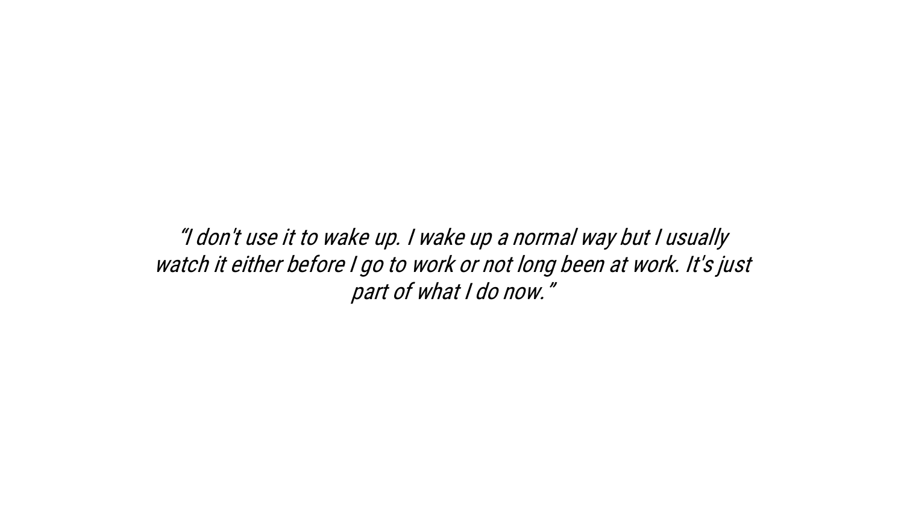*"I don't use it to wake up. I wake up a normal way but I usually watch it either before I go to work or not long been at work. It's just part of what I do now."*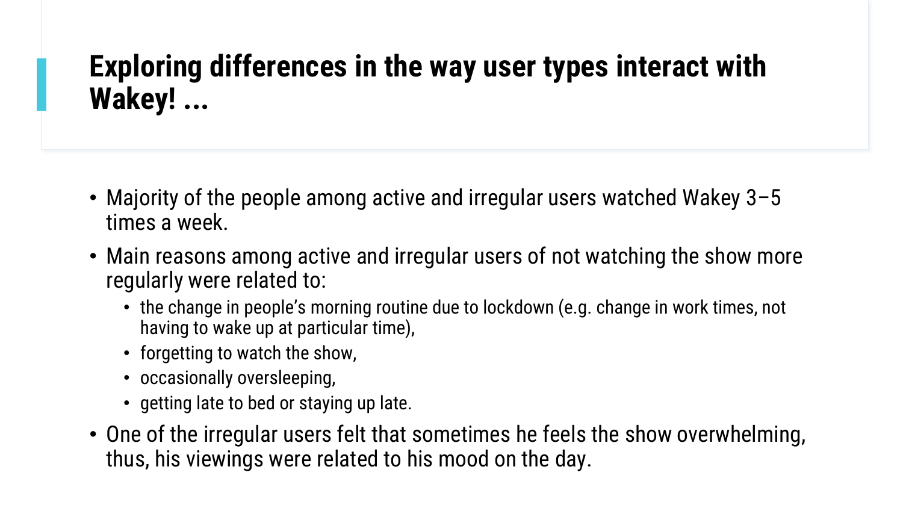# Exploring differences in the way user types interact with Wakey! ...

- Majority of the people among active and irregular users watched Wakey 3–5 times a week.
- Main reasons among active and irregular users of not watching the show more regularly were related to:
  - the change in people's morning routine due to lockdown (e.g. change in work times, not having to wake up at particular time),
  - forgetting to watch the show,
  - occasionally oversleeping,
  - getting late to bed or staying up late.
- One of the irregular users felt that sometimes he feels the show overwhelming, thus, his viewings were related to his mood on the day.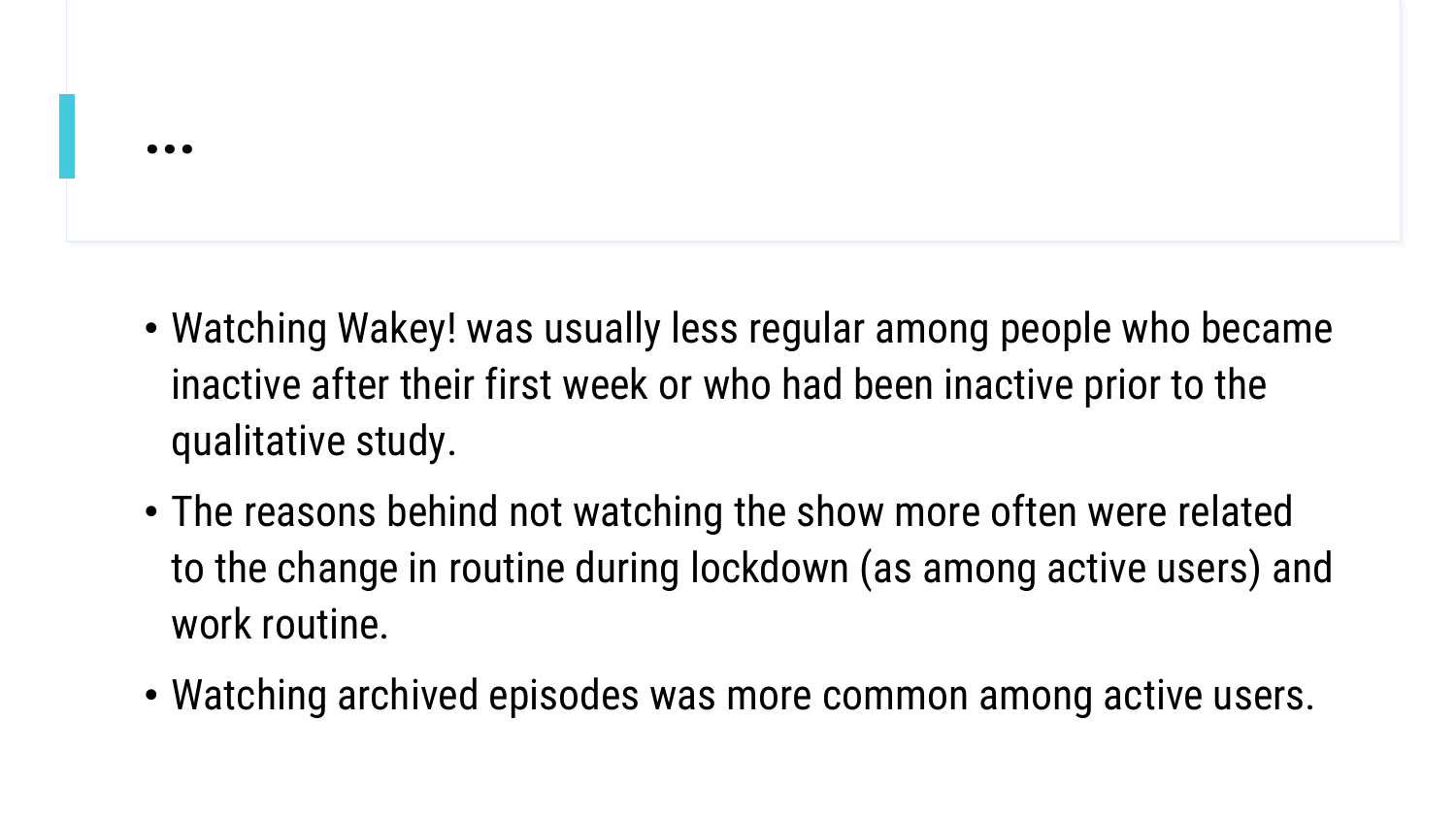## …

- Watching Wakey! was usually less regular among people who became inactive after their first week or who had been inactive prior to the qualitative study.
- The reasons behind not watching the show more often were related to the change in routine during lockdown (as among active users) and work routine.
- Watching archived episodes was more common among active users.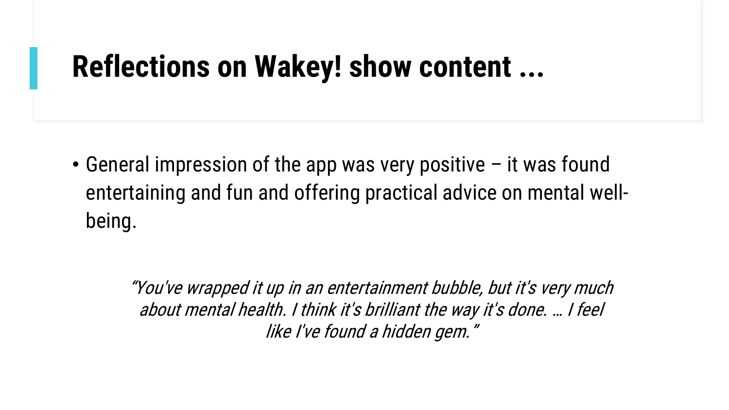# Reflections on Wakey! show content ...

- General impression of the app was very positive – it was found entertaining and fun and offering practical advice on mental well-being.

> *"You've wrapped it up in an entertainment bubble, but it's very much about mental health. I think it's brilliant the way it's done. … I feel like I've found a hidden gem."*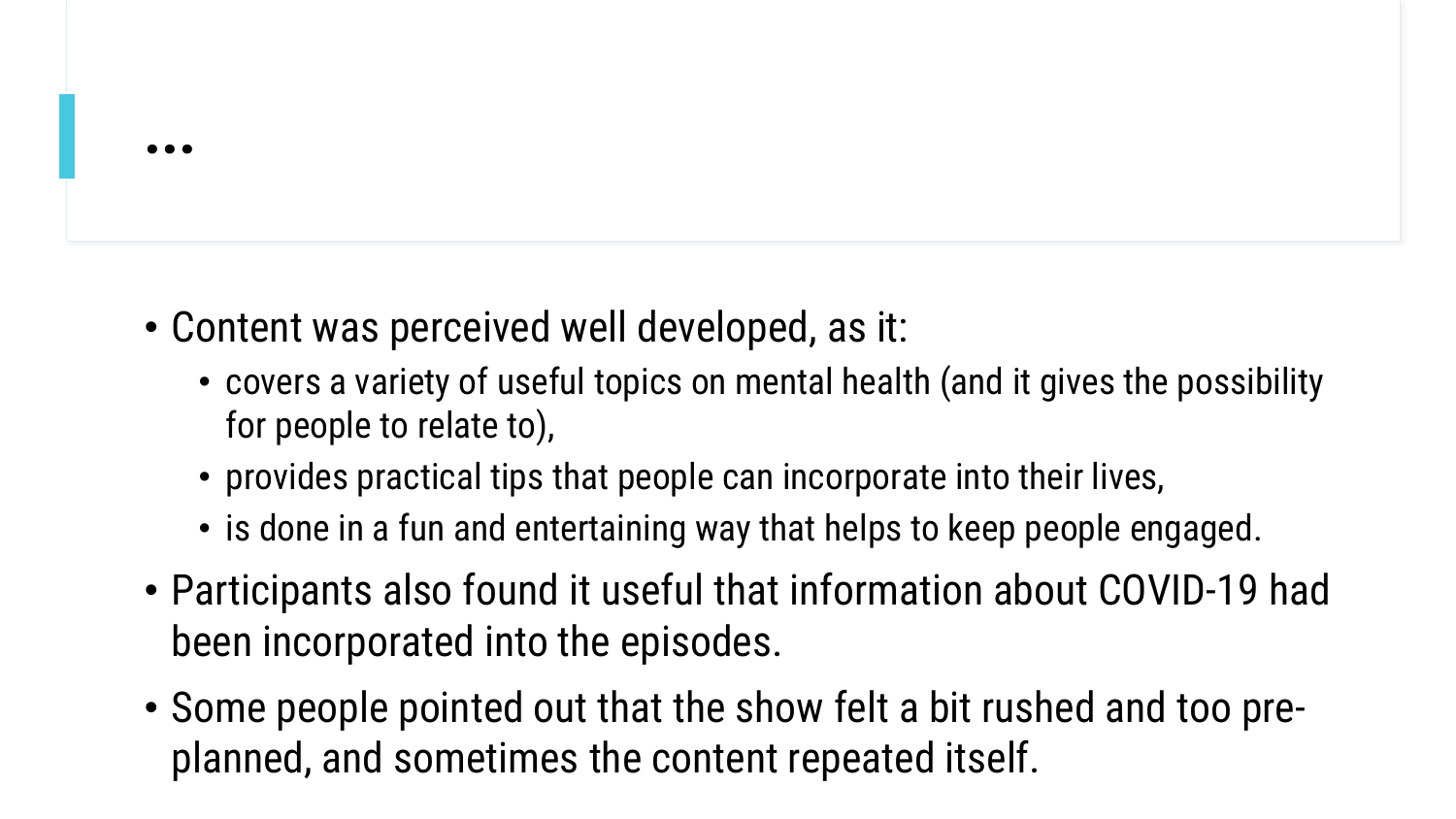## ...

- Content was perceived well developed, as it:
  - covers a variety of useful topics on mental health (and it gives the possibility for people to relate to),
  - provides practical tips that people can incorporate into their lives,
  - is done in a fun and entertaining way that helps to keep people engaged.
- Participants also found it useful that information about COVID-19 had been incorporated into the episodes.
- Some people pointed out that the show felt a bit rushed and too pre-planned, and sometimes the content repeated itself.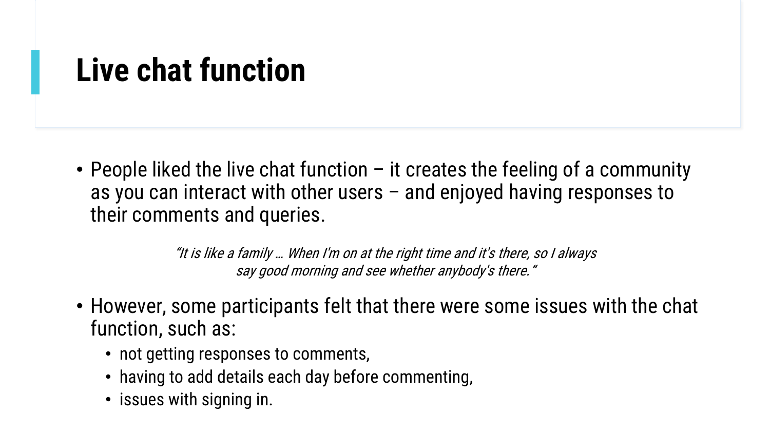# Live chat function

- People liked the live chat function – it creates the feeling of a community as you can interact with other users – and enjoyed having responses to their comments and queries.

> *"It is like a family … When I'm on at the right time and it's there, so I always say good morning and see whether anybody's there."*

- However, some participants felt that there were some issues with the chat function, such as:
  - not getting responses to comments,
  - having to add details each day before commenting,
  - issues with signing in.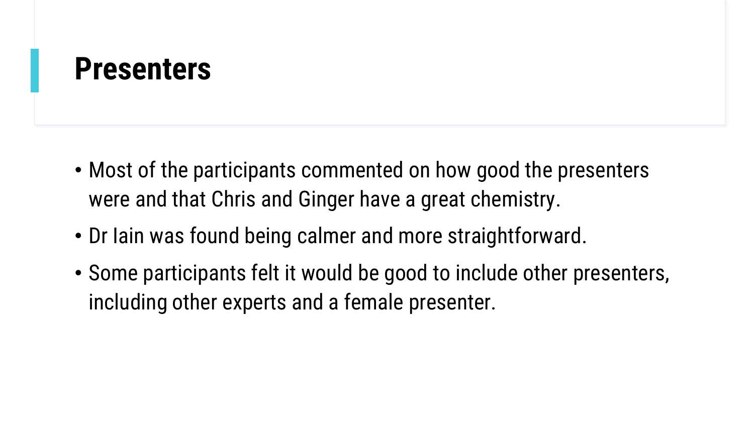# Presenters

- Most of the participants commented on how good the presenters were and that Chris and Ginger have a great chemistry.
- Dr Iain was found being calmer and more straightforward.
- Some participants felt it would be good to include other presenters, including other experts and a female presenter.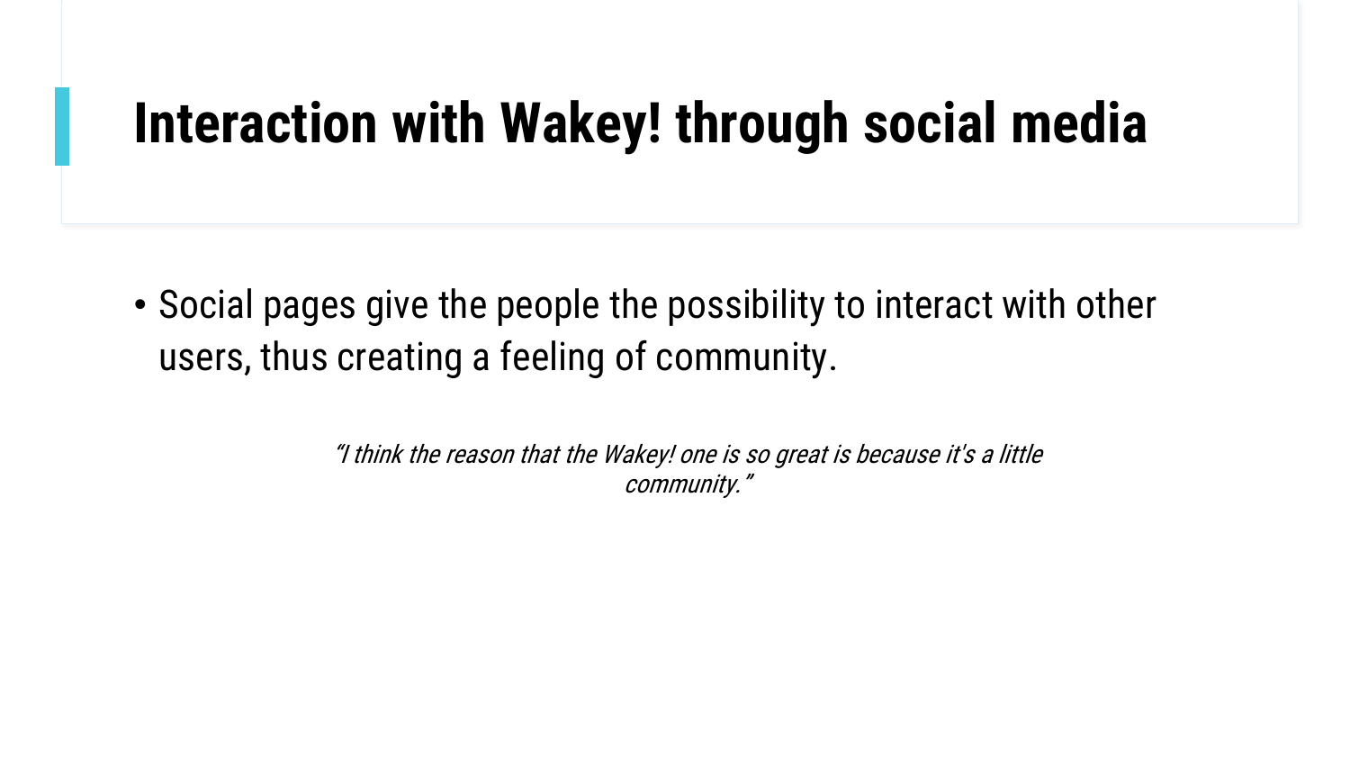# Interaction with Wakey! through social media

- Social pages give the people the possibility to interact with other users, thus creating a feeling of community.

*"I think the reason that the Wakey! one is so great is because it's a little community."*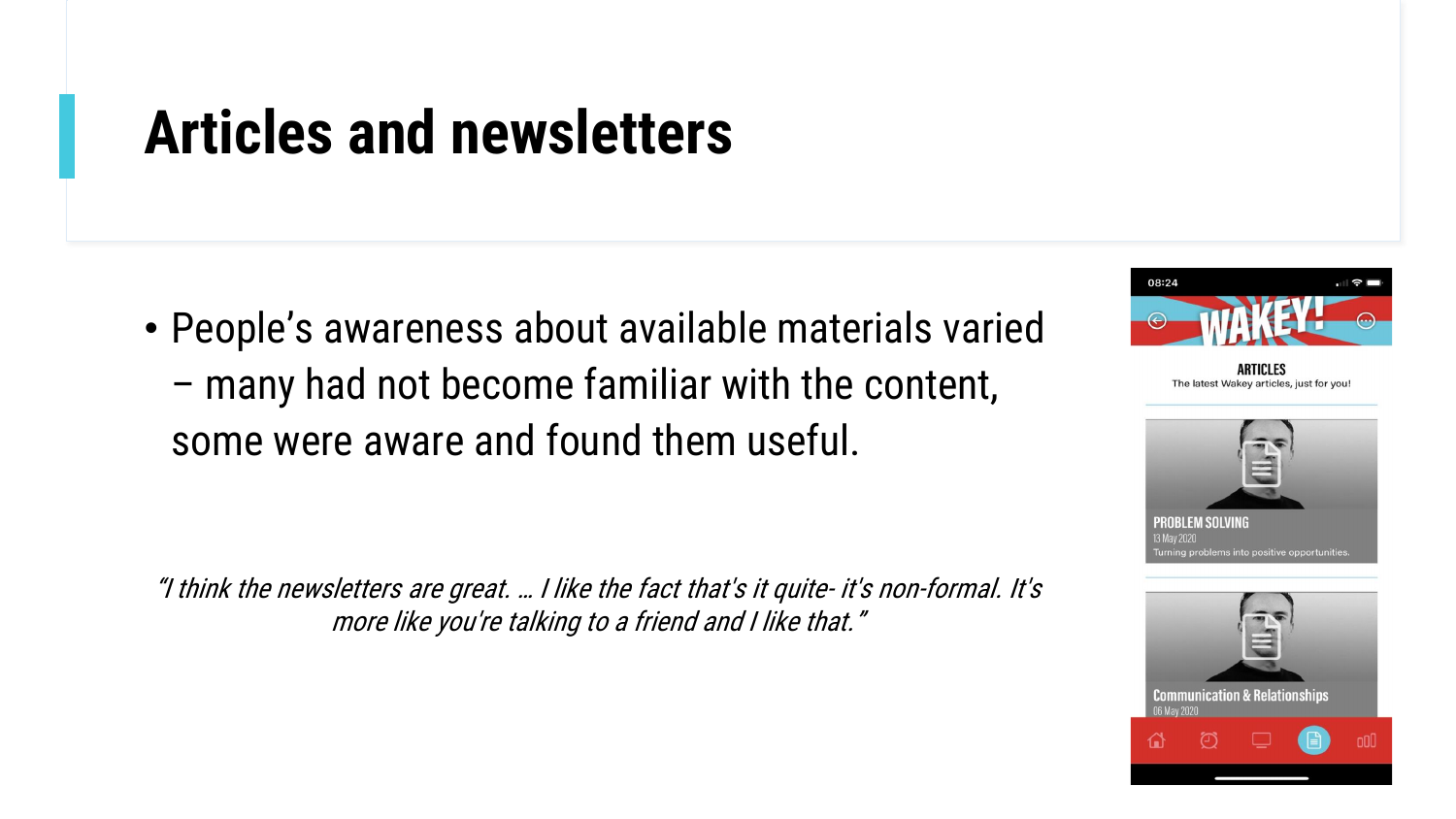# Articles and newsletters

- People's awareness about available materials varied – many had not become familiar with the content, some were aware and found them useful.

*"I think the newsletters are great. … I like the fact that's it quite- it's non-formal. It's more like you're talking to a friend and I like that."*

08:24

WAKEY!

ARTICLES

The latest Wakey articles, just for you!

PROBLEM SOLVING

13 May 2020

Turning problems into positive opportunities.

Communication & Relationships

06 May 2020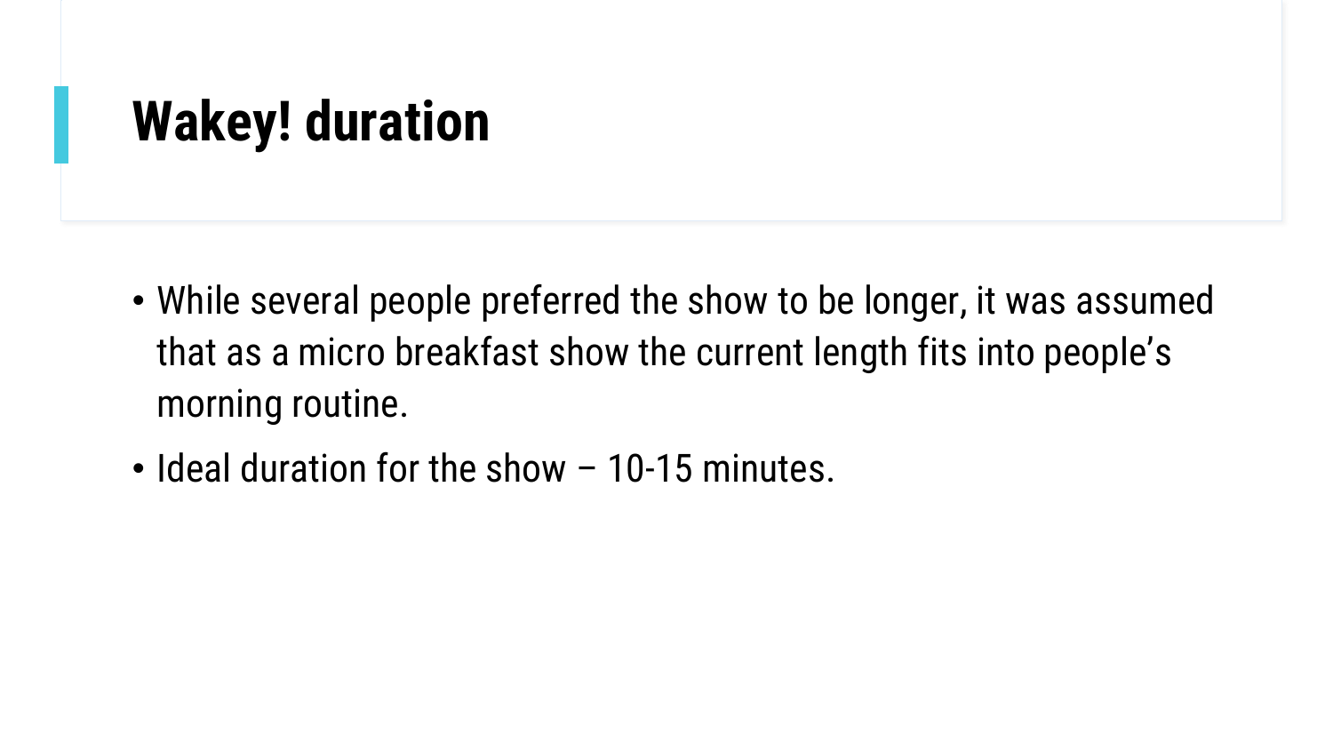# Wakey! duration

- While several people preferred the show to be longer, it was assumed that as a micro breakfast show the current length fits into people's morning routine.
- Ideal duration for the show – 10-15 minutes.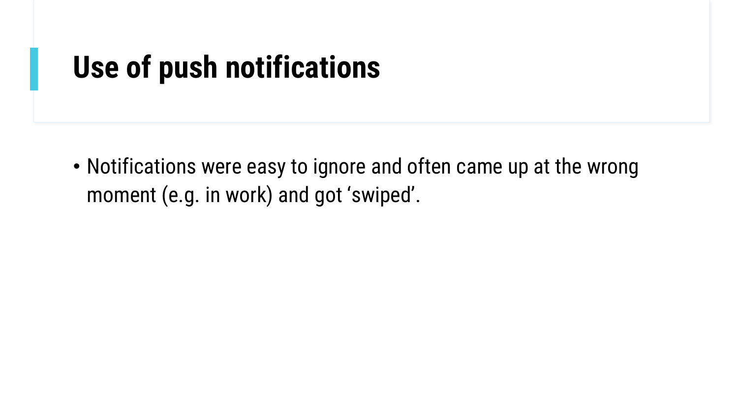# Use of push notifications

- Notifications were easy to ignore and often came up at the wrong moment (e.g. in work) and got ‘swiped’.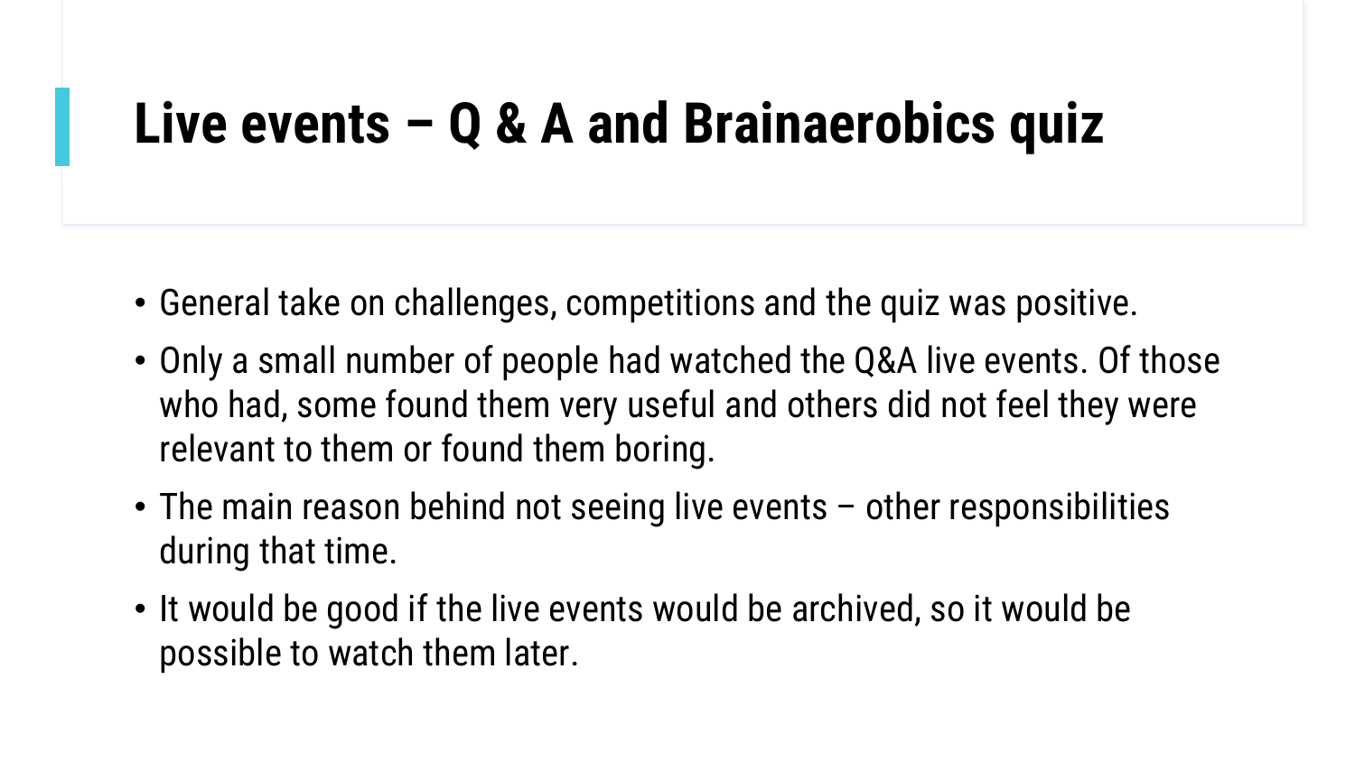# Live events – Q & A and Brainaerobics quiz

- General take on challenges, competitions and the quiz was positive.
- Only a small number of people had watched the Q&A live events. Of those who had, some found them very useful and others did not feel they were relevant to them or found them boring.
- The main reason behind not seeing live events – other responsibilities during that time.
- It would be good if the live events would be archived, so it would be possible to watch them later.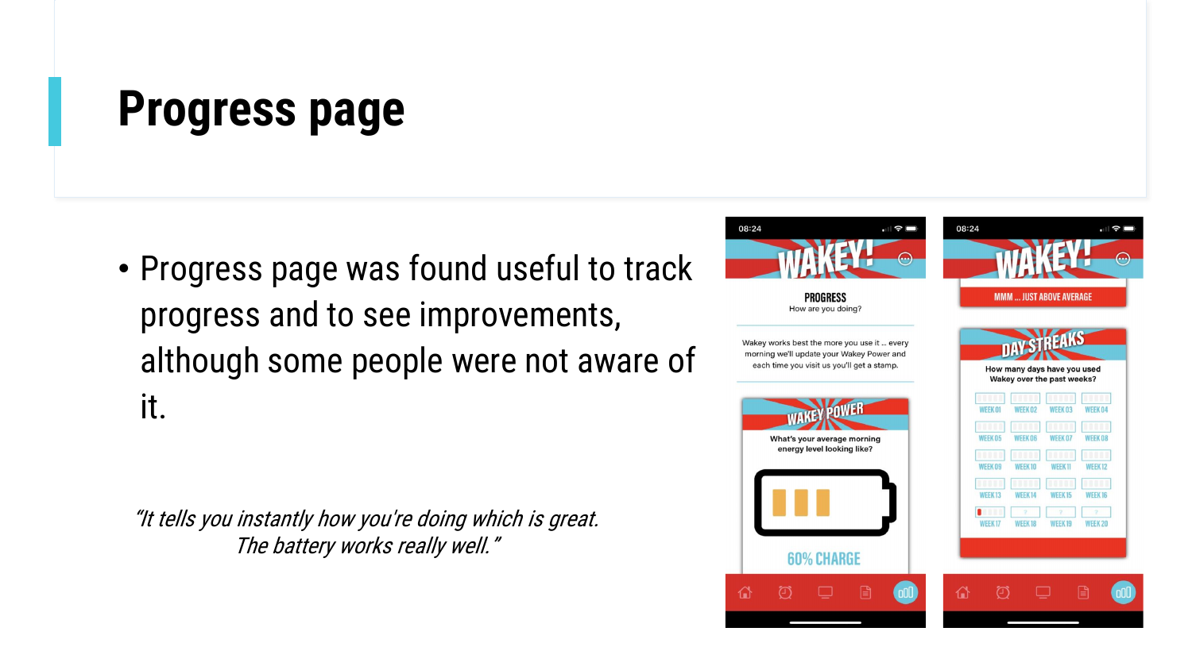# Progress page

- Progress page was found useful to track progress and to see improvements, although some people were not aware of it.

*"It tells you instantly how you're doing which is great. The battery works really well."*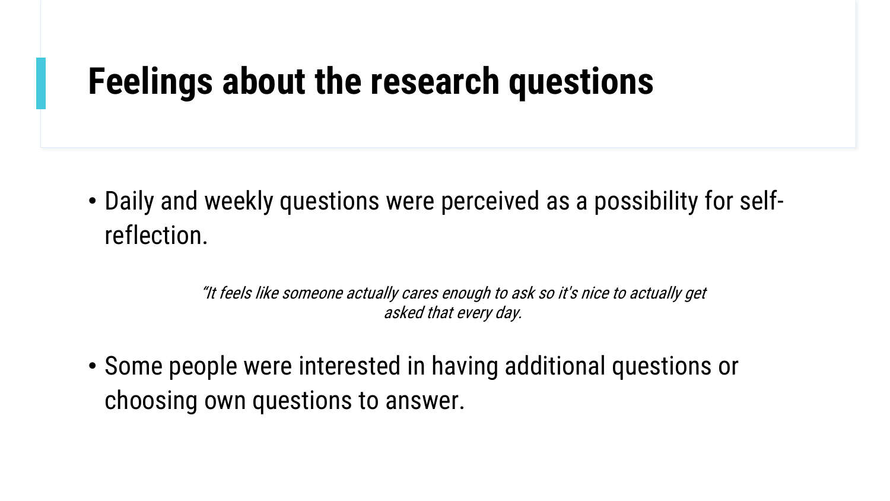# Feelings about the research questions

- Daily and weekly questions were perceived as a possibility for self-reflection.

*"It feels like someone actually cares enough to ask so it's nice to actually get asked that every day.*

- Some people were interested in having additional questions or choosing own questions to answer.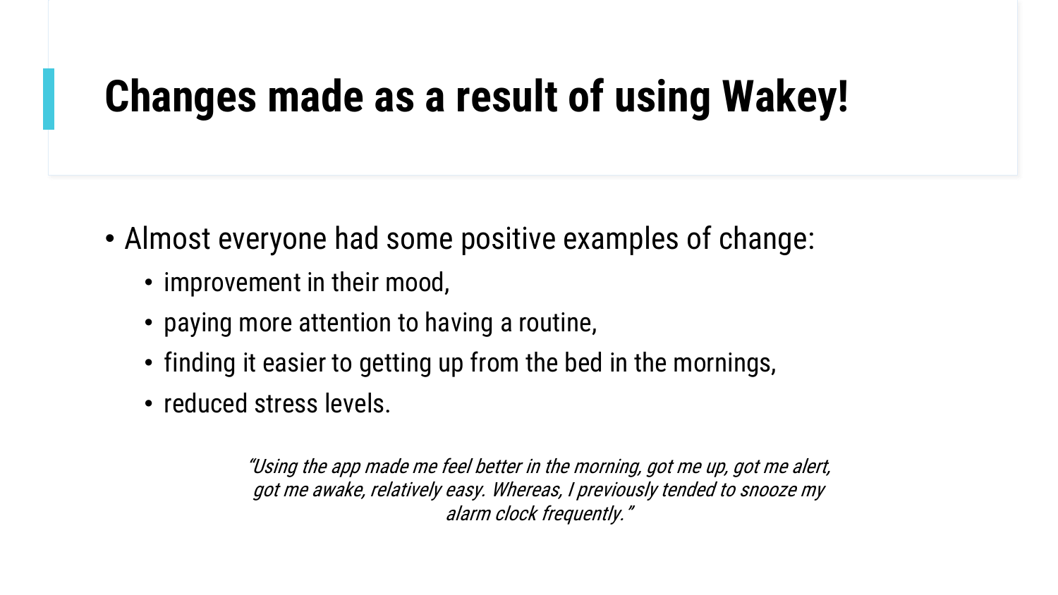# Changes made as a result of using Wakey!

- Almost everyone had some positive examples of change:
  - improvement in their mood,
  - paying more attention to having a routine,
  - finding it easier to getting up from the bed in the mornings,
  - reduced stress levels.

*"Using the app made me feel better in the morning, got me up, got me alert, got me awake, relatively easy. Whereas, I previously tended to snooze my alarm clock frequently."*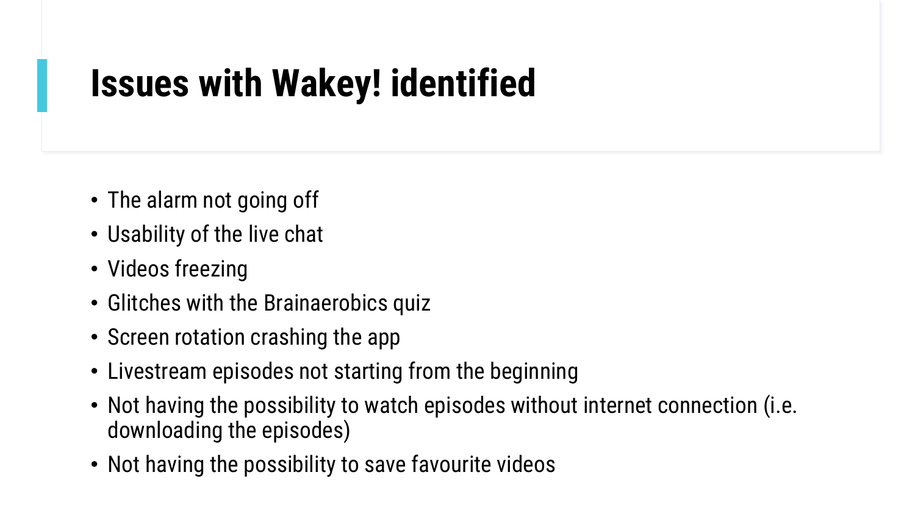# Issues with Wakey! identified

- The alarm not going off
- Usability of the live chat
- Videos freezing
- Glitches with the Brainaerobics quiz
- Screen rotation crashing the app
- Livestream episodes not starting from the beginning
- Not having the possibility to watch episodes without internet connection (i.e. downloading the episodes)
- Not having the possibility to save favourite videos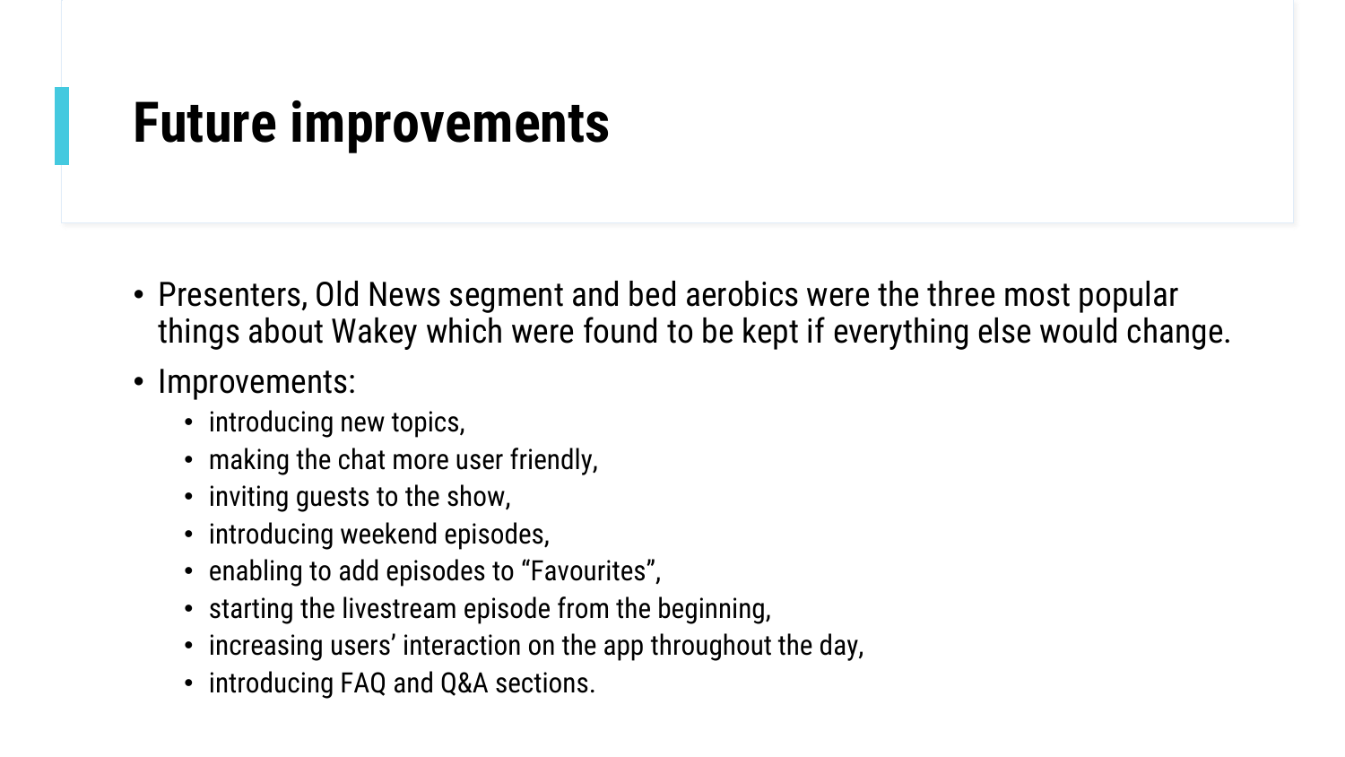# Future improvements

- Presenters, Old News segment and bed aerobics were the three most popular things about Wakey which were found to be kept if everything else would change.
- Improvements:
  - introducing new topics,
  - making the chat more user friendly,
  - inviting guests to the show,
  - introducing weekend episodes,
  - enabling to add episodes to "Favourites",
  - starting the livestream episode from the beginning,
  - increasing users' interaction on the app throughout the day,
  - introducing FAQ and Q&A sections.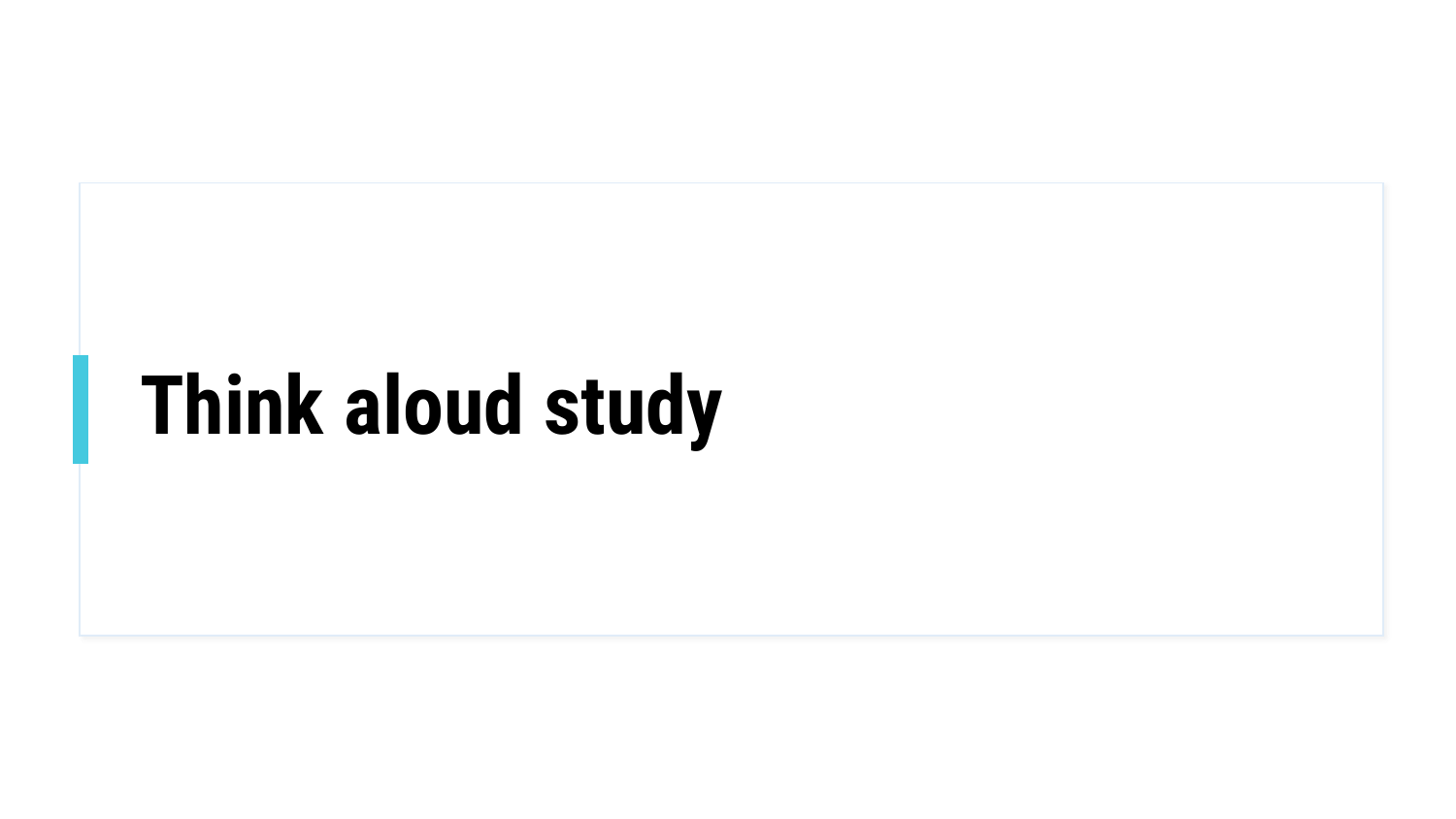# Think aloud study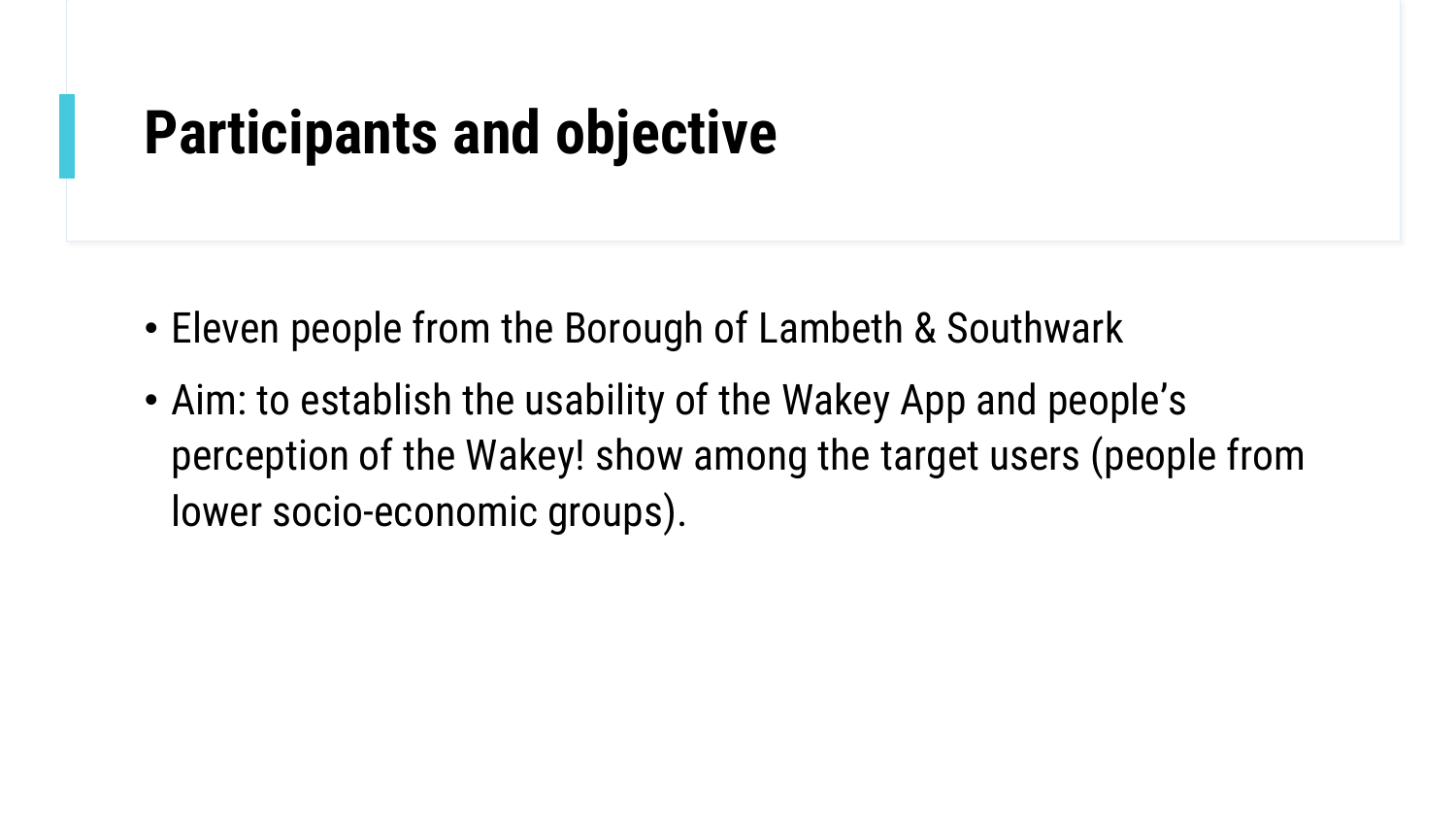# Participants and objective

- Eleven people from the Borough of Lambeth & Southwark
- Aim: to establish the usability of the Wakey App and people's perception of the Wakey! show among the target users (people from lower socio-economic groups).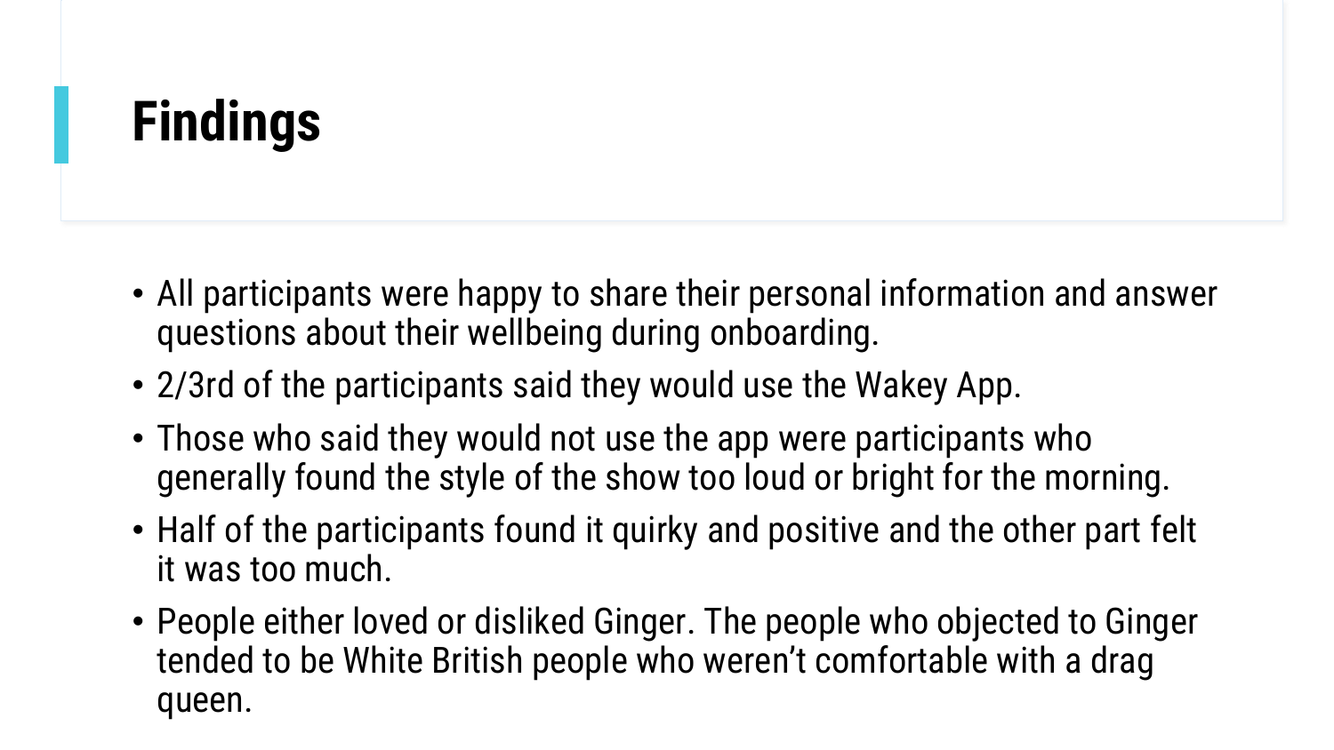# Findings

- All participants were happy to share their personal information and answer questions about their wellbeing during onboarding.
- 2/3rd of the participants said they would use the Wakey App.
- Those who said they would not use the app were participants who generally found the style of the show too loud or bright for the morning.
- Half of the participants found it quirky and positive and the other part felt it was too much.
- People either loved or disliked Ginger. The people who objected to Ginger tended to be White British people who weren't comfortable with a drag queen.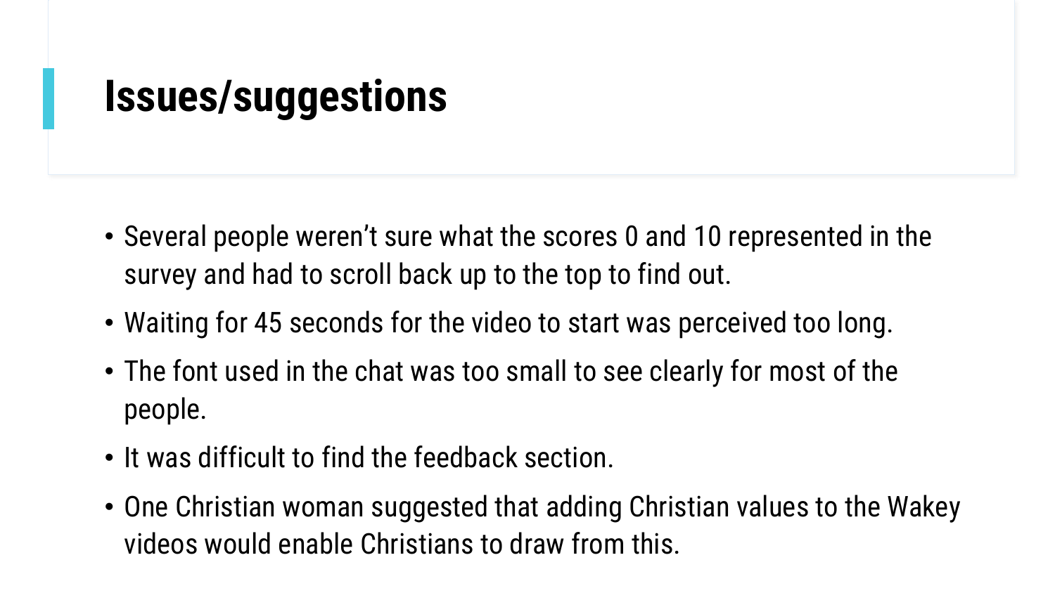# Issues/suggestions

- Several people weren't sure what the scores 0 and 10 represented in the survey and had to scroll back up to the top to find out.
- Waiting for 45 seconds for the video to start was perceived too long.
- The font used in the chat was too small to see clearly for most of the people.
- It was difficult to find the feedback section.
- One Christian woman suggested that adding Christian values to the Wakey videos would enable Christians to draw from this.